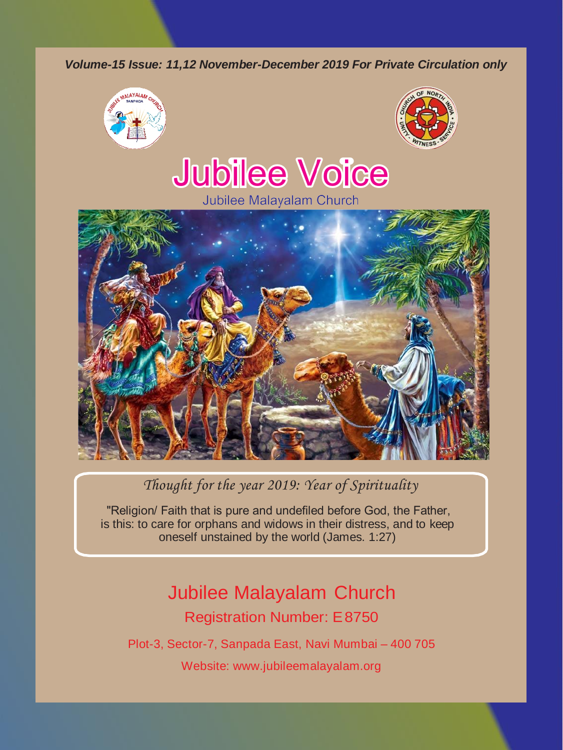*Volume-15 Issue: 11,12 November-December 2019 For Private Circulation only*

# Jubilee Voice

Jubilee Malayalam Church

*Thought for the year 2019: Year of Spirituality*

"Religion/ Faith that is pure and undefiled before God, the Father, is this: to care for orphans and widows in their distress, and to keep oneself unstained by the world (James. 1:27)

## Jubilee Malayalam Church

Registration Number: E 8750

Plot-3, Sector-7, Sanpada East, Navi Mumbai – 400 705

Website: www.jubileemalayalam.org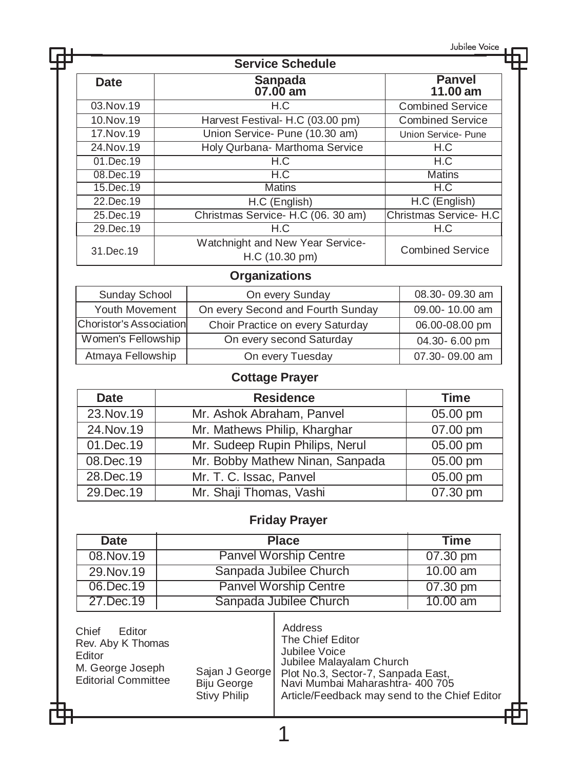## Service Schedule

| Date | Sanpada 07.00 am | Panvel 11.00 am |
|---|---|---|
| 03.Nov.19 | H.C | Combined Service |
| 10.Nov.19 | Harvest Festival- H.C (03.00 pm) | Combined Service |
| 17.Nov.19 | Union Service- Pune (10.30 am) | Union Service- Pune |
| 24.Nov.19 | Holy Qurbana- Marthoma Service | H.C |
| 01.Dec.19 | H.C | H.C |
| 08.Dec.19 | H.C | Matins |
| 15.Dec.19 | Matins | H.C |
| 22.Dec.19 | H.C (English) | H.C (English) |
| 25.Dec.19 | Christmas Service- H.C (06. 30 am) | Christmas Service- H.C |
| 29.Dec.19 | H.C | H.C |
| 31.Dec.19 | Watchnight and New Year Service- H.C (10.30 pm) | Combined Service |

## Organizations

| | | |
|---|---|---|
| Sunday School | On every Sunday | 08.30- 09.30 am |
| Youth Movement | On every Second and Fourth Sunday | 09.00- 10.00 am |
| Chorister's Association | Choir Practice on every Saturday | 06.00-08.00 pm |
| Women's Fellowship | On every second Saturday | 04.30- 6.00 pm |
| Atmaya Fellowship | On every Tuesday | 07.30- 09.00 am |

## Cottage Prayer

| Date | Residence | Time |
|---|---|---|
| 23.Nov.19 | Mr. Ashok Abraham, Panvel | 05.00 pm |
| 24.Nov.19 | Mr. Mathews Philip, Kharghar | 07.00 pm |
| 01.Dec.19 | Mr. Sudeep Rupin Philips, Nerul | 05.00 pm |
| 08.Dec.19 | Mr. Bobby Mathew Ninan, Sanpada | 05.00 pm |
| 28.Dec.19 | Mr. T. C. Issac, Panvel | 05.00 pm |
| 29.Dec.19 | Mr. Shaji Thomas, Vashi | 07.30 pm |

## Friday Prayer

| Date | Place | Time |
|---|---|---|
| 08.Nov.19 | Panvel Worship Centre | 07.30 pm |
| 29.Nov.19 | Sanpada Jubilee Church | 10.00 am |
| 06.Dec.19 | Panvel Worship Centre | 07.30 pm |
| 27.Dec.19 | Sanpada Jubilee Church | 10.00 am |

Chief Editor
Rev. Aby K Thomas
Editor
M. George Joseph
Editorial Committee
Sajan J George
Biju George
Stivy Philip

Address
The Chief Editor
Jubilee Voice
Jubilee Malayalam Church
Plot No.3, Sector-7, Sanpada East,
Navi Mumbai Maharashtra- 400 705
Article/Feedback may send to the Chief Editor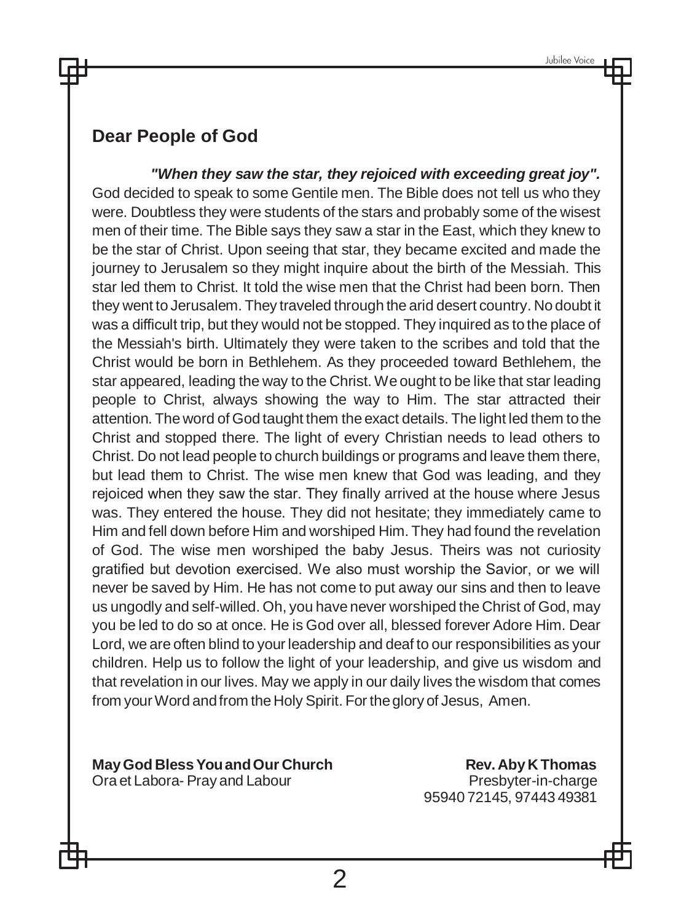## Dear People of God

***"When they saw the star, they rejoiced with exceeding great joy".*** God decided to speak to some Gentile men. The Bible does not tell us who they were. Doubtless they were students of the stars and probably some of the wisest men of their time. The Bible says they saw a star in the East, which they knew to be the star of Christ. Upon seeing that star, they became excited and made the journey to Jerusalem so they might inquire about the birth of the Messiah. This star led them to Christ. It told the wise men that the Christ had been born. Then they went to Jerusalem. They traveled through the arid desert country. No doubt it was a difficult trip, but they would not be stopped. They inquired as to the place of the Messiah's birth. Ultimately they were taken to the scribes and told that the Christ would be born in Bethlehem. As they proceeded toward Bethlehem, the star appeared, leading the way to the Christ. We ought to be like that star leading people to Christ, always showing the way to Him. The star attracted their attention. The word of God taught them the exact details. The light led them to the Christ and stopped there. The light of every Christian needs to lead others to Christ. Do not lead people to church buildings or programs and leave them there, but lead them to Christ. The wise men knew that God was leading, and they rejoiced when they saw the star. They finally arrived at the house where Jesus was. They entered the house. They did not hesitate; they immediately came to Him and fell down before Him and worshiped Him. They had found the revelation of God. The wise men worshiped the baby Jesus. Theirs was not curiosity gratified but devotion exercised. We also must worship the Savior, or we will never be saved by Him. He has not come to put away our sins and then to leave us ungodly and self-willed. Oh, you have never worshiped the Christ of God, may you be led to do so at once. He is God over all, blessed forever Adore Him. Dear Lord, we are often blind to your leadership and deaf to our responsibilities as your children. Help us to follow the light of your leadership, and give us wisdom and that revelation in our lives. May we apply in our daily lives the wisdom that comes from your Word and from the Holy Spirit. For the glory of Jesus, Amen.

**May God Bless You and Our Church**
Ora et Labora- Pray and Labour

**Rev. Aby K Thomas**
Presbyter-in-charge
95940 72145, 97443 49381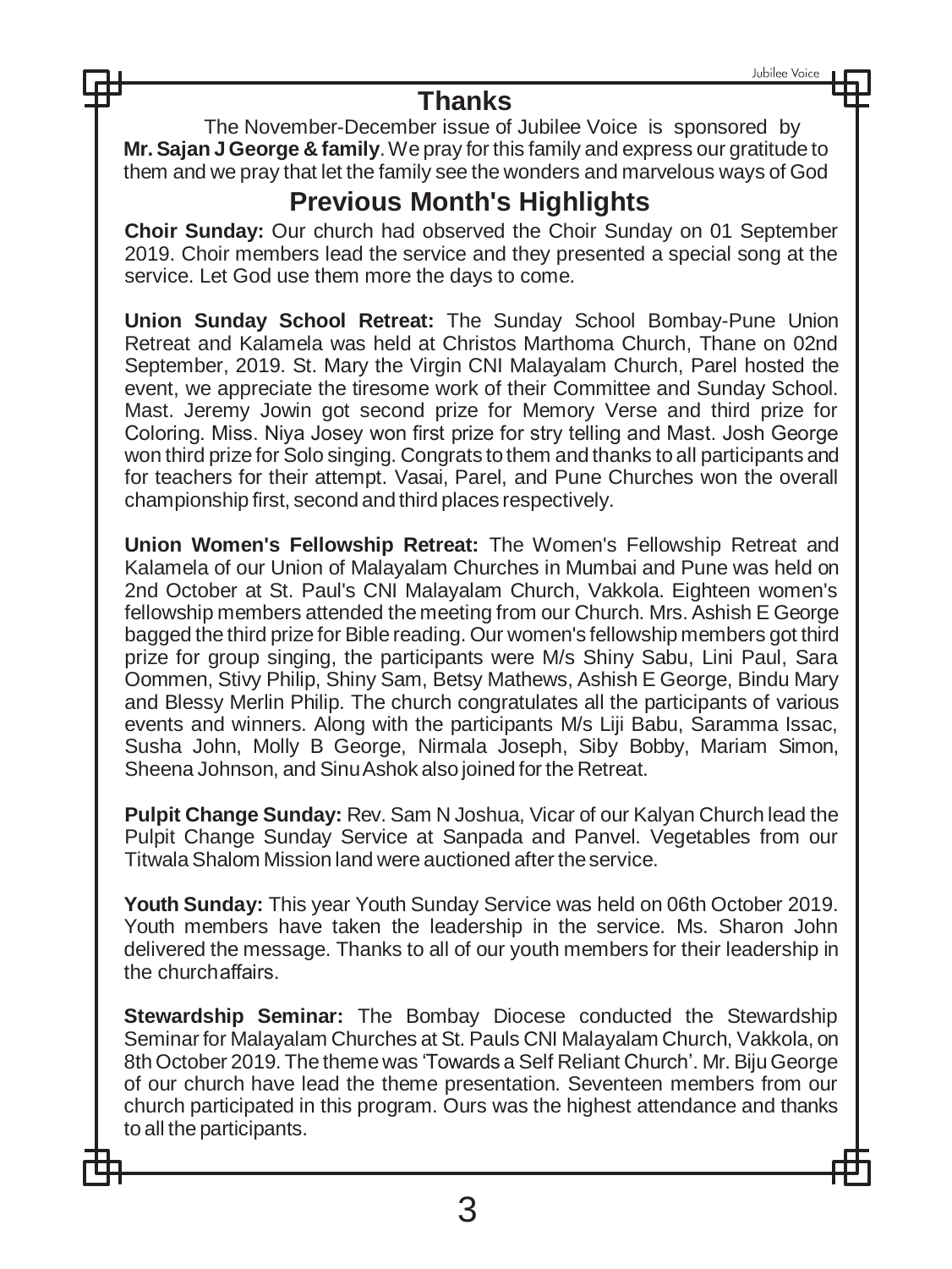## Thanks

The November-December issue of Jubilee Voice is sponsored by **Mr. Sajan J George & family**. We pray for this family and express our gratitude to them and we pray that let the family see the wonders and marvelous ways of God

## Previous Month's Highlights

**Choir Sunday:** Our church had observed the Choir Sunday on 01 September 2019. Choir members lead the service and they presented a special song at the service. Let God use them more the days to come.

**Union Sunday School Retreat:** The Sunday School Bombay-Pune Union Retreat and Kalamela was held at Christos Marthoma Church, Thane on 02nd September, 2019. St. Mary the Virgin CNI Malayalam Church, Parel hosted the event, we appreciate the tiresome work of their Committee and Sunday School. Mast. Jeremy Jowin got second prize for Memory Verse and third prize for Coloring. Miss. Niya Josey won first prize for stry telling and Mast. Josh George won third prize for Solo singing. Congrats to them and thanks to all participants and for teachers for their attempt. Vasai, Parel, and Pune Churches won the overall championship first, second and third places respectively.

**Union Women's Fellowship Retreat:** The Women's Fellowship Retreat and Kalamela of our Union of Malayalam Churches in Mumbai and Pune was held on 2nd October at St. Paul's CNI Malayalam Church, Vakkola. Eighteen women's fellowship members attended the meeting from our Church. Mrs. Ashish E George bagged the third prize for Bible reading. Our women's fellowship members got third prize for group singing, the participants were M/s Shiny Sabu, Lini Paul, Sara Oommen, Stivy Philip, Shiny Sam, Betsy Mathews, Ashish E George, Bindu Mary and Blessy Merlin Philip. The church congratulates all the participants of various events and winners. Along with the participants M/s Liji Babu, Saramma Issac, Susha John, Molly B George, Nirmala Joseph, Siby Bobby, Mariam Simon, Sheena Johnson, and Sinu Ashok also joined for the Retreat.

**Pulpit Change Sunday:** Rev. Sam N Joshua, Vicar of our Kalyan Church lead the Pulpit Change Sunday Service at Sanpada and Panvel. Vegetables from our Titwala Shalom Mission land were auctioned after the service.

**Youth Sunday:** This year Youth Sunday Service was held on 06th October 2019. Youth members have taken the leadership in the service. Ms. Sharon John delivered the message. Thanks to all of our youth members for their leadership in the churchaffairs.

**Stewardship Seminar:** The Bombay Diocese conducted the Stewardship Seminar for Malayalam Churches at St. Pauls CNI Malayalam Church, Vakkola, on 8th October 2019. The theme was 'Towards a Self Reliant Church'. Mr. Biju George of our church have lead the theme presentation. Seventeen members from our church participated in this program. Ours was the highest attendance and thanks to all the participants.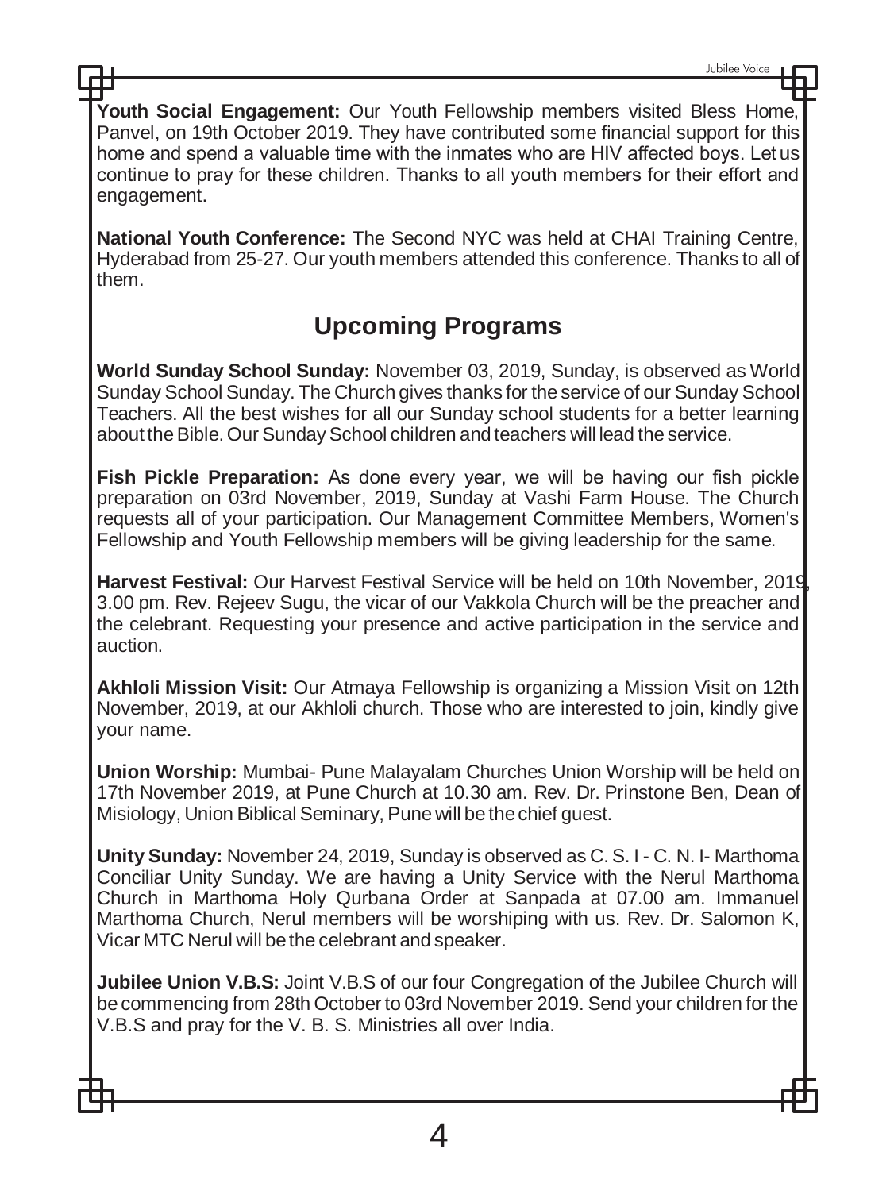**Youth Social Engagement:** Our Youth Fellowship members visited Bless Home, Panvel, on 19th October 2019. They have contributed some financial support for this home and spend a valuable time with the inmates who are HIV affected boys. Let us continue to pray for these children. Thanks to all youth members for their effort and engagement.

**National Youth Conference:** The Second NYC was held at CHAI Training Centre, Hyderabad from 25-27. Our youth members attended this conference. Thanks to all of them.

## Upcoming Programs

**World Sunday School Sunday:** November 03, 2019, Sunday, is observed as World Sunday School Sunday. The Church gives thanks for the service of our Sunday School Teachers. All the best wishes for all our Sunday school students for a better learning about the Bible. Our Sunday School children and teachers will lead the service.

**Fish Pickle Preparation:** As done every year, we will be having our fish pickle preparation on 03rd November, 2019, Sunday at Vashi Farm House. The Church requests all of your participation. Our Management Committee Members, Women's Fellowship and Youth Fellowship members will be giving leadership for the same.

**Harvest Festival:** Our Harvest Festival Service will be held on 10th November, 2019, 3.00 pm. Rev. Rejeev Sugu, the vicar of our Vakkola Church will be the preacher and the celebrant. Requesting your presence and active participation in the service and auction.

**Akhloli Mission Visit:** Our Atmaya Fellowship is organizing a Mission Visit on 12th November, 2019, at our Akhloli church. Those who are interested to join, kindly give your name.

**Union Worship:** Mumbai- Pune Malayalam Churches Union Worship will be held on 17th November 2019, at Pune Church at 10.30 am. Rev. Dr. Prinstone Ben, Dean of Misiology, Union Biblical Seminary, Pune will be the chief guest.

**Unity Sunday:** November 24, 2019, Sunday is observed as C. S. I - C. N. I- Marthoma Conciliar Unity Sunday. We are having a Unity Service with the Nerul Marthoma Church in Marthoma Holy Qurbana Order at Sanpada at 07.00 am. Immanuel Marthoma Church, Nerul members will be worshiping with us. Rev. Dr. Salomon K, Vicar MTC Nerul will be the celebrant and speaker.

**Jubilee Union V.B.S:** Joint V.B.S of our four Congregation of the Jubilee Church will be commencing from 28th October to 03rd November 2019. Send your children for the V.B.S and pray for the V. B. S. Ministries all over India.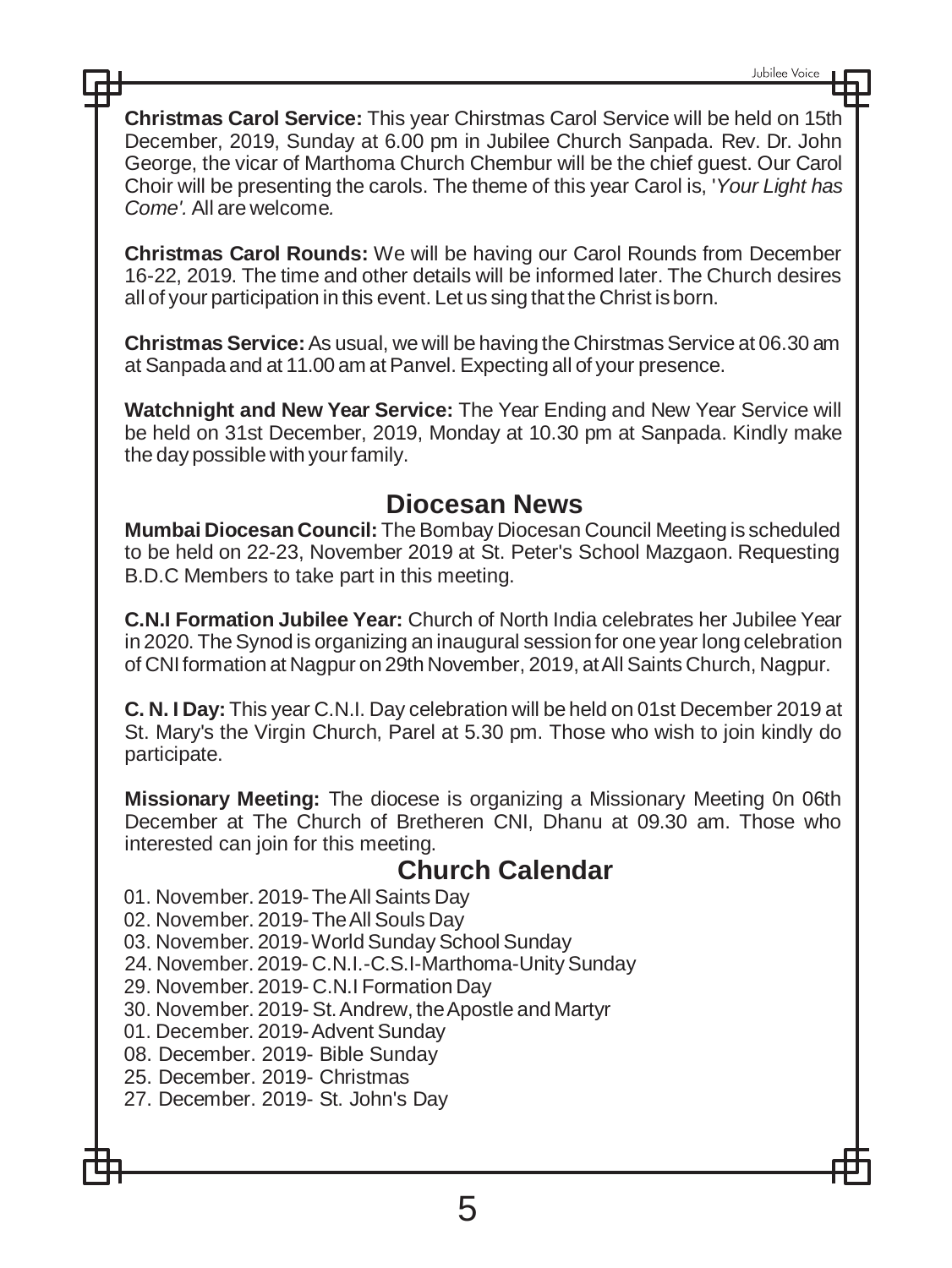**Christmas Carol Service:** This year Chirstmas Carol Service will be held on 15th December, 2019, Sunday at 6.00 pm in Jubilee Church Sanpada. Rev. Dr. John George, the vicar of Marthoma Church Chembur will be the chief guest. Our Carol Choir will be presenting the carols. The theme of this year Carol is, '*Your Light has Come'.* All are welcome.

**Christmas Carol Rounds:** We will be having our Carol Rounds from December 16-22, 2019. The time and other details will be informed later. The Church desires all of your participation in this event. Let us sing that the Christ is born.

**Christmas Service:** As usual, we will be having the Chirstmas Service at 06.30 am at Sanpada and at 11.00 am at Panvel. Expecting all of your presence.

**Watchnight and New Year Service:** The Year Ending and New Year Service will be held on 31st December, 2019, Monday at 10.30 pm at Sanpada. Kindly make the day possible with your family.

## Diocesan News

**Mumbai Diocesan Council:** The Bombay Diocesan Council Meeting is scheduled to be held on 22-23, November 2019 at St. Peter's School Mazgaon. Requesting B.D.C Members to take part in this meeting.

**C.N.I Formation Jubilee Year:** Church of North India celebrates her Jubilee Year in 2020. The Synod is organizing an inaugural session for one year long celebration of CNI formation at Nagpur on 29th November, 2019, at All Saints Church, Nagpur.

**C. N. I Day:** This year C.N.I. Day celebration will be held on 01st December 2019 at St. Mary's the Virgin Church, Parel at 5.30 pm. Those who wish to join kindly do participate.

**Missionary Meeting:** The diocese is organizing a Missionary Meeting 0n 06th December at The Church of Bretheren CNI, Dhanu at 09.30 am. Those who interested can join for this meeting.

## Church Calendar

01. November. 2019- The All Saints Day
02. November. 2019- The All Souls Day
03. November. 2019- World Sunday School Sunday
24. November. 2019- C.N.I.-C.S.I-Marthoma-Unity Sunday
29. November. 2019- C.N.I Formation Day
30. November. 2019- St. Andrew, the Apostle and Martyr
01. December. 2019- Advent Sunday
08. December. 2019- Bible Sunday
25. December. 2019- Christmas
27. December. 2019- St. John's Day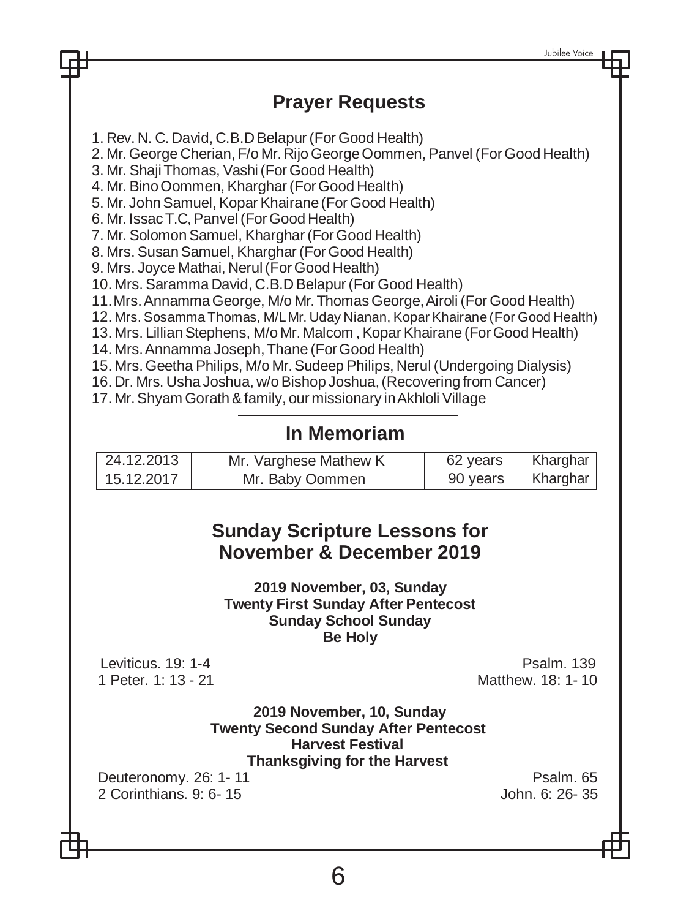## Prayer Requests

1. Rev. N. C. David, C.B.D Belapur (For Good Health)
2. Mr. George Cherian, F/o Mr. Rijo George Oommen, Panvel (For Good Health)
3. Mr. Shaji Thomas, Vashi (For Good Health)
4. Mr. Bino Oommen, Kharghar (For Good Health)
5. Mr. John Samuel, Kopar Khairane (For Good Health)
6. Mr. Issac T.C, Panvel (For Good Health)
7. Mr. Solomon Samuel, Kharghar (For Good Health)
8. Mrs. Susan Samuel, Kharghar (For Good Health)
9. Mrs. Joyce Mathai, Nerul (For Good Health)
10. Mrs. Saramma David, C.B.D Belapur (For Good Health)
11. Mrs. Annamma George, M/o Mr. Thomas George, Airoli (For Good Health)
12. Mrs. Sosamma Thomas, M/L Mr. Uday Nianan, Kopar Khairane (For Good Health)
13. Mrs. Lillian Stephens, M/o Mr. Malcom , Kopar Khairane (For Good Health)
14. Mrs. Annamma Joseph, Thane (For Good Health)
15. Mrs. Geetha Philips, M/o Mr. Sudeep Philips, Nerul (Undergoing Dialysis)
16. Dr. Mrs. Usha Joshua, w/o Bishop Joshua, (Recovering from Cancer)
17. Mr. Shyam Gorath & family, our missionary in Akhloli Village

## In Memoriam

| 24.12.2013 | Mr. Varghese Mathew K | 62 years | Kharghar |
|---|---|---|---|
| 15.12.2017 | Mr. Baby Oommen | 90 years | Kharghar |

## Sunday Scripture Lessons for November & December 2019

**2019 November, 03, Sunday**
**Twenty First Sunday After Pentecost**
**Sunday School Sunday**
**Be Holy**

Leviticus. 19: 1-4
1 Peter. 1: 13 - 21
Psalm. 139
Matthew. 18: 1- 10

**2019 November, 10, Sunday**
**Twenty Second Sunday After Pentecost**
**Harvest Festival**
**Thanksgiving for the Harvest**

Deuteronomy. 26: 1- 11
2 Corinthians. 9: 6- 15
Psalm. 65
John. 6: 26- 35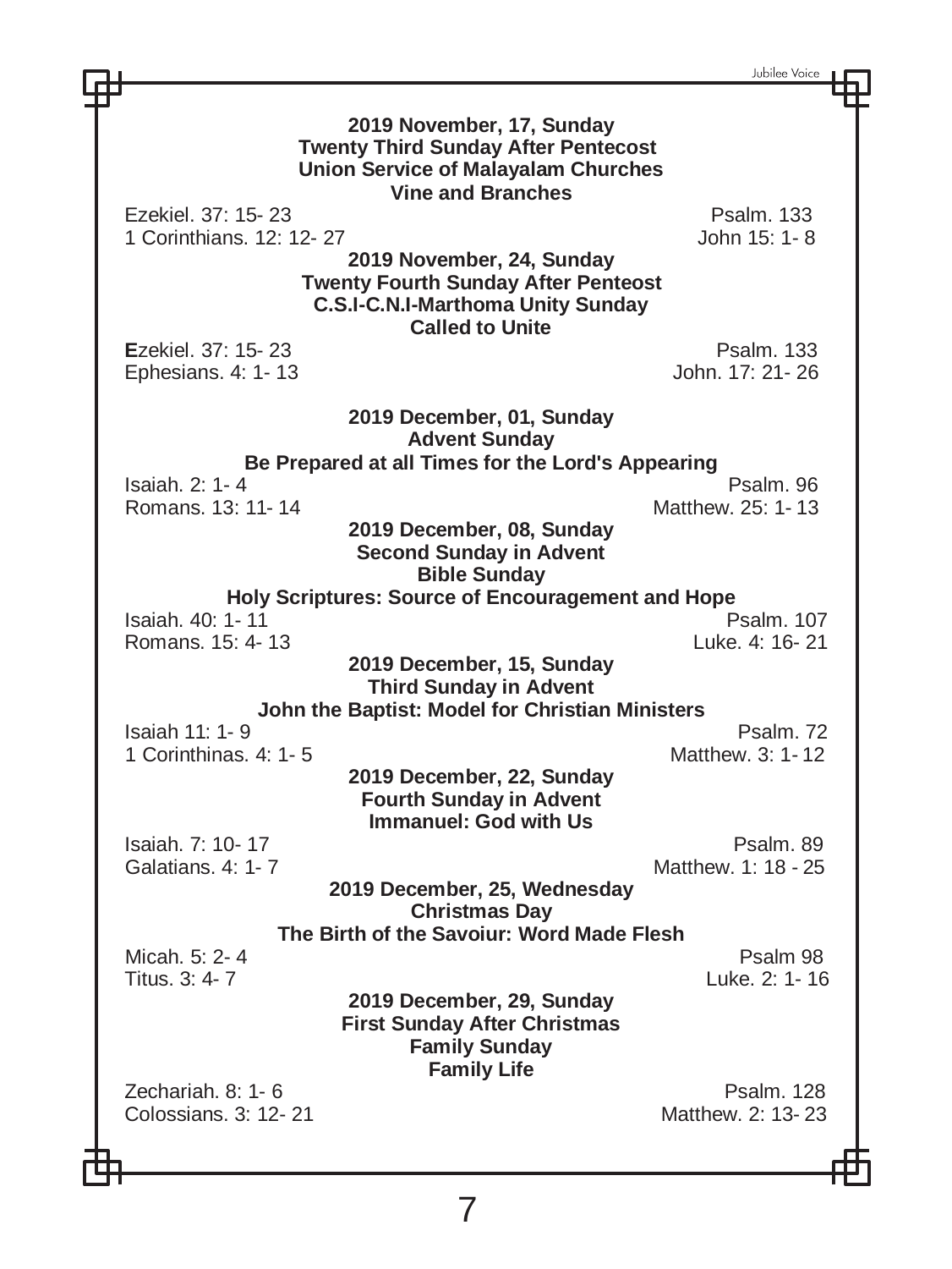**2019 November, 17, Sunday**
**Twenty Third Sunday After Pentecost**
**Union Service of Malayalam Churches**
**Vine and Branches**

Ezekiel. 37: 15- 23 — Psalm. 133
1 Corinthians. 12: 12- 27 — John 15: 1- 8

**2019 November, 24, Sunday**
**Twenty Fourth Sunday After Penteost**
**C.S.I-C.N.I-Marthoma Unity Sunday**
**Called to Unite**

Ezekiel. 37: 15- 23 — Psalm. 133
Ephesians. 4: 1- 13 — John. 17: 21- 26

**2019 December, 01, Sunday**
**Advent Sunday**
**Be Prepared at all Times for the Lord's Appearing**

Isaiah. 2: 1- 4 — Psalm. 96
Romans. 13: 11- 14 — Matthew. 25: 1- 13

**2019 December, 08, Sunday**
**Second Sunday in Advent**
**Bible Sunday**
**Holy Scriptures: Source of Encouragement and Hope**

Isaiah. 40: 1- 11 — Psalm. 107
Romans. 15: 4- 13 — Luke. 4: 16- 21

**2019 December, 15, Sunday**
**Third Sunday in Advent**
**John the Baptist: Model for Christian Ministers**

Isaiah 11: 1- 9 — Psalm. 72
1 Corinthinas. 4: 1- 5 — Matthew. 3: 1- 12

**2019 December, 22, Sunday**
**Fourth Sunday in Advent**
**Immanuel: God with Us**

Isaiah. 7: 10- 17 — Psalm. 89
Galatians. 4: 1- 7 — Matthew. 1: 18 - 25

**2019 December, 25, Wednesday**
**Christmas Day**
**The Birth of the Savoiur: Word Made Flesh**

Micah. 5: 2- 4 — Psalm 98
Titus. 3: 4- 7 — Luke. 2: 1- 16

**2019 December, 29, Sunday**
**First Sunday After Christmas**
**Family Sunday**
**Family Life**

Zechariah. 8: 1- 6 — Psalm. 128
Colossians. 3: 12- 21 — Matthew. 2: 13- 23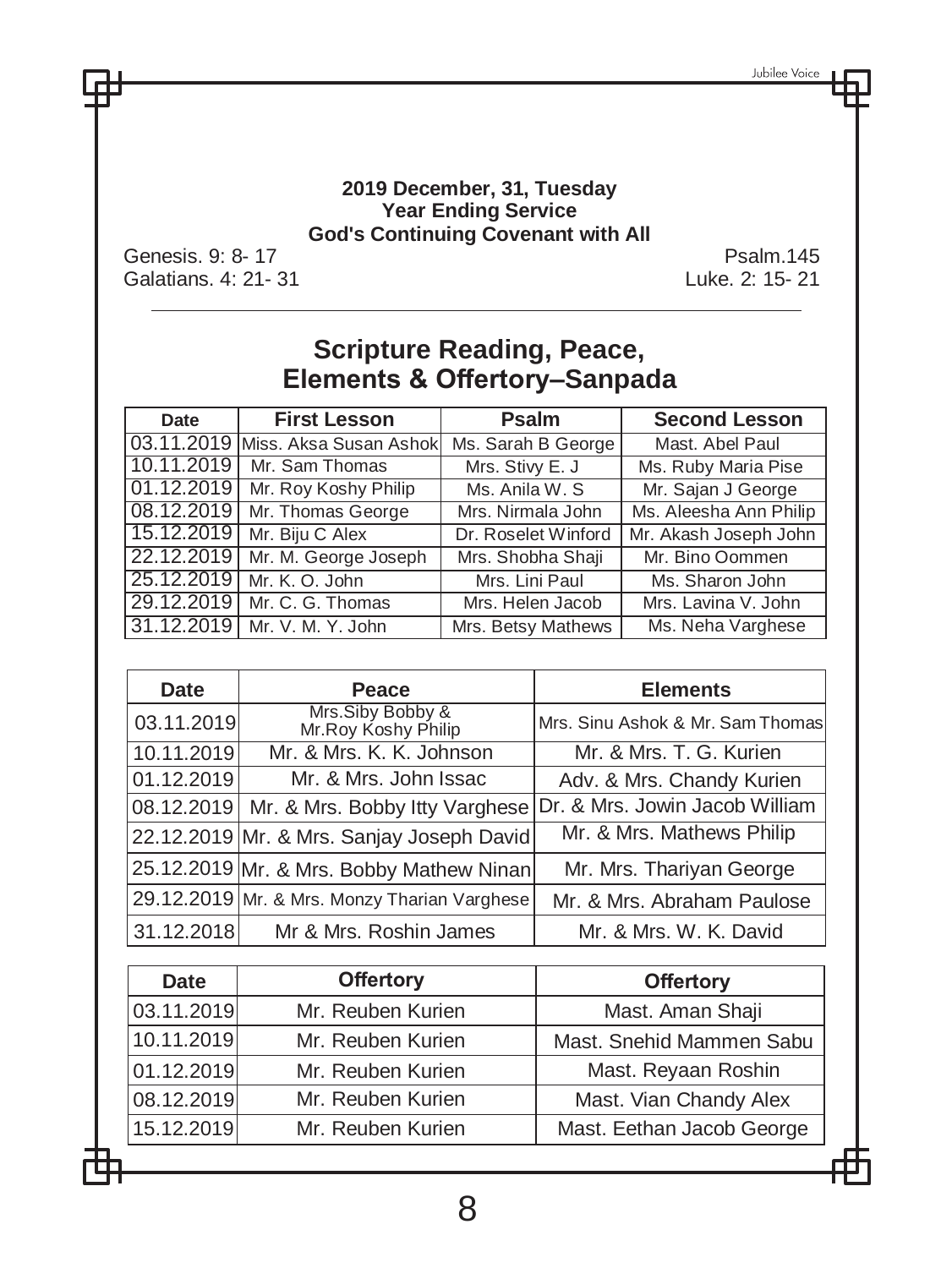**2019 December, 31, Tuesday**
**Year Ending Service**
**God's Continuing Covenant with All**

Genesis. 9: 8- 17 | Psalm.145
Galatians. 4: 21- 31 | Luke. 2: 15- 21

---

## Scripture Reading, Peace, Elements & Offertory–Sanpada

| Date | First Lesson | Psalm | Second Lesson |
|---|---|---|---|
| 03.11.2019 | Miss. Aksa Susan Ashok | Ms. Sarah B George | Mast. Abel Paul |
| 10.11.2019 | Mr. Sam Thomas | Mrs. Stivy E. J | Ms. Ruby Maria Pise |
| 01.12.2019 | Mr. Roy Koshy Philip | Ms. Anila W. S | Mr. Sajan J George |
| 08.12.2019 | Mr. Thomas George | Mrs. Nirmala John | Ms. Aleesha Ann Philip |
| 15.12.2019 | Mr. Biju C Alex | Dr. Roselet Winford | Mr. Akash Joseph John |
| 22.12.2019 | Mr. M. George Joseph | Mrs. Shobha Shaji | Mr. Bino Oommen |
| 25.12.2019 | Mr. K. O. John | Mrs. Lini Paul | Ms. Sharon John |
| 29.12.2019 | Mr. C. G. Thomas | Mrs. Helen Jacob | Mrs. Lavina V. John |
| 31.12.2019 | Mr. V. M. Y. John | Mrs. Betsy Mathews | Ms. Neha Varghese |

| Date | Peace | Elements |
|---|---|---|
| 03.11.2019 | Mrs.Siby Bobby & Mr.Roy Koshy Philip | Mrs. Sinu Ashok & Mr. Sam Thomas |
| 10.11.2019 | Mr. & Mrs. K. K. Johnson | Mr. & Mrs. T. G. Kurien |
| 01.12.2019 | Mr. & Mrs. John Issac | Adv. & Mrs. Chandy Kurien |
| 08.12.2019 | Mr. & Mrs. Bobby Itty Varghese | Dr. & Mrs. Jowin Jacob William |
| 22.12.2019 | Mr. & Mrs. Sanjay Joseph David | Mr. & Mrs. Mathews Philip |
| 25.12.2019 | Mr. & Mrs. Bobby Mathew Ninan | Mr. Mrs. Thariyan George |
| 29.12.2019 | Mr. & Mrs. Monzy Tharian Varghese | Mr. & Mrs. Abraham Paulose |
| 31.12.2018 | Mr & Mrs. Roshin James | Mr. & Mrs. W. K. David |

| Date | Offertory | Offertory |
|---|---|---|
| 03.11.2019 | Mr. Reuben Kurien | Mast. Aman Shaji |
| 10.11.2019 | Mr. Reuben Kurien | Mast. Snehid Mammen Sabu |
| 01.12.2019 | Mr. Reuben Kurien | Mast. Reyaan Roshin |
| 08.12.2019 | Mr. Reuben Kurien | Mast. Vian Chandy Alex |
| 15.12.2019 | Mr. Reuben Kurien | Mast. Eethan Jacob George |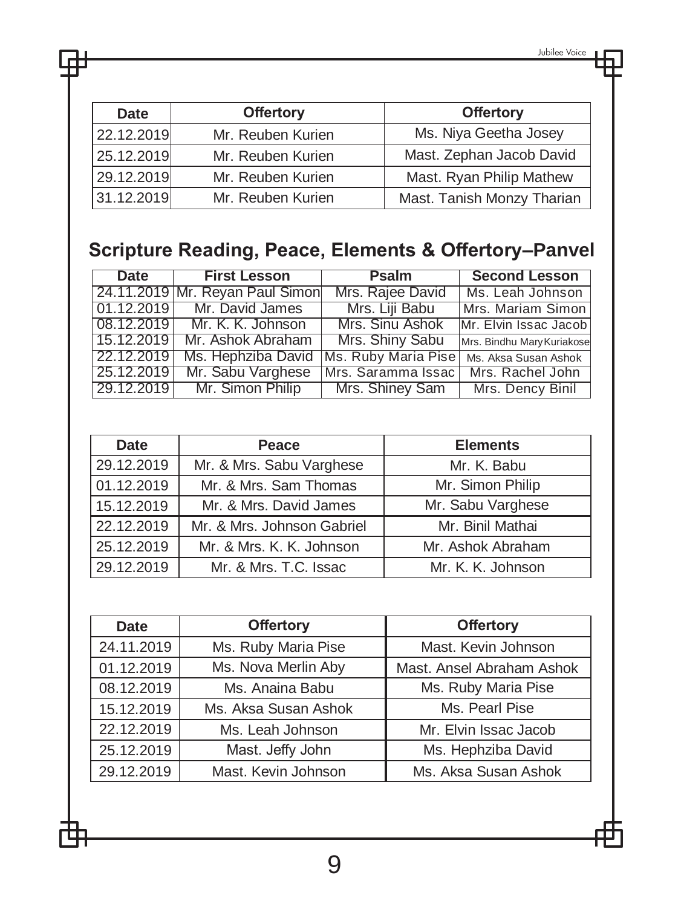| Date | Offertory | Offertory |
|---|---|---|
| 22.12.2019 | Mr. Reuben Kurien | Ms. Niya Geetha Josey |
| 25.12.2019 | Mr. Reuben Kurien | Mast. Zephan Jacob David |
| 29.12.2019 | Mr. Reuben Kurien | Mast. Ryan Philip Mathew |
| 31.12.2019 | Mr. Reuben Kurien | Mast. Tanish Monzy Tharian |

## Scripture Reading, Peace, Elements & Offertory–Panvel

| Date | First Lesson | Psalm | Second Lesson |
|---|---|---|---|
| 24.11.2019 | Mr. Reyan Paul Simon | Mrs. Rajee David | Ms. Leah Johnson |
| 01.12.2019 | Mr. David James | Mrs. Liji Babu | Mrs. Mariam Simon |
| 08.12.2019 | Mr. K. K. Johnson | Mrs. Sinu Ashok | Mr. Elvin Issac Jacob |
| 15.12.2019 | Mr. Ashok Abraham | Mrs. Shiny Sabu | Mrs. Bindhu Mary Kuriakose |
| 22.12.2019 | Ms. Hephziba David | Ms. Ruby Maria Pise | Ms. Aksa Susan Ashok |
| 25.12.2019 | Mr. Sabu Varghese | Mrs. Saramma Issac | Mrs. Rachel John |
| 29.12.2019 | Mr. Simon Philip | Mrs. Shiney Sam | Mrs. Dency Binil |

| Date | Peace | Elements |
|---|---|---|
| 29.12.2019 | Mr. & Mrs. Sabu Varghese | Mr. K. Babu |
| 01.12.2019 | Mr. & Mrs. Sam Thomas | Mr. Simon Philip |
| 15.12.2019 | Mr. & Mrs. David James | Mr. Sabu Varghese |
| 22.12.2019 | Mr. & Mrs. Johnson Gabriel | Mr. Binil Mathai |
| 25.12.2019 | Mr. & Mrs. K. K. Johnson | Mr. Ashok Abraham |
| 29.12.2019 | Mr. & Mrs. T.C. Issac | Mr. K. K. Johnson |

| Date | Offertory | Offertory |
|---|---|---|
| 24.11.2019 | Ms. Ruby Maria Pise | Mast. Kevin Johnson |
| 01.12.2019 | Ms. Nova Merlin Aby | Mast. Ansel Abraham Ashok |
| 08.12.2019 | Ms. Anaina Babu | Ms. Ruby Maria Pise |
| 15.12.2019 | Ms. Aksa Susan Ashok | Ms. Pearl Pise |
| 22.12.2019 | Ms. Leah Johnson | Mr. Elvin Issac Jacob |
| 25.12.2019 | Mast. Jeffy John | Ms. Hephziba David |
| 29.12.2019 | Mast. Kevin Johnson | Ms. Aksa Susan Ashok |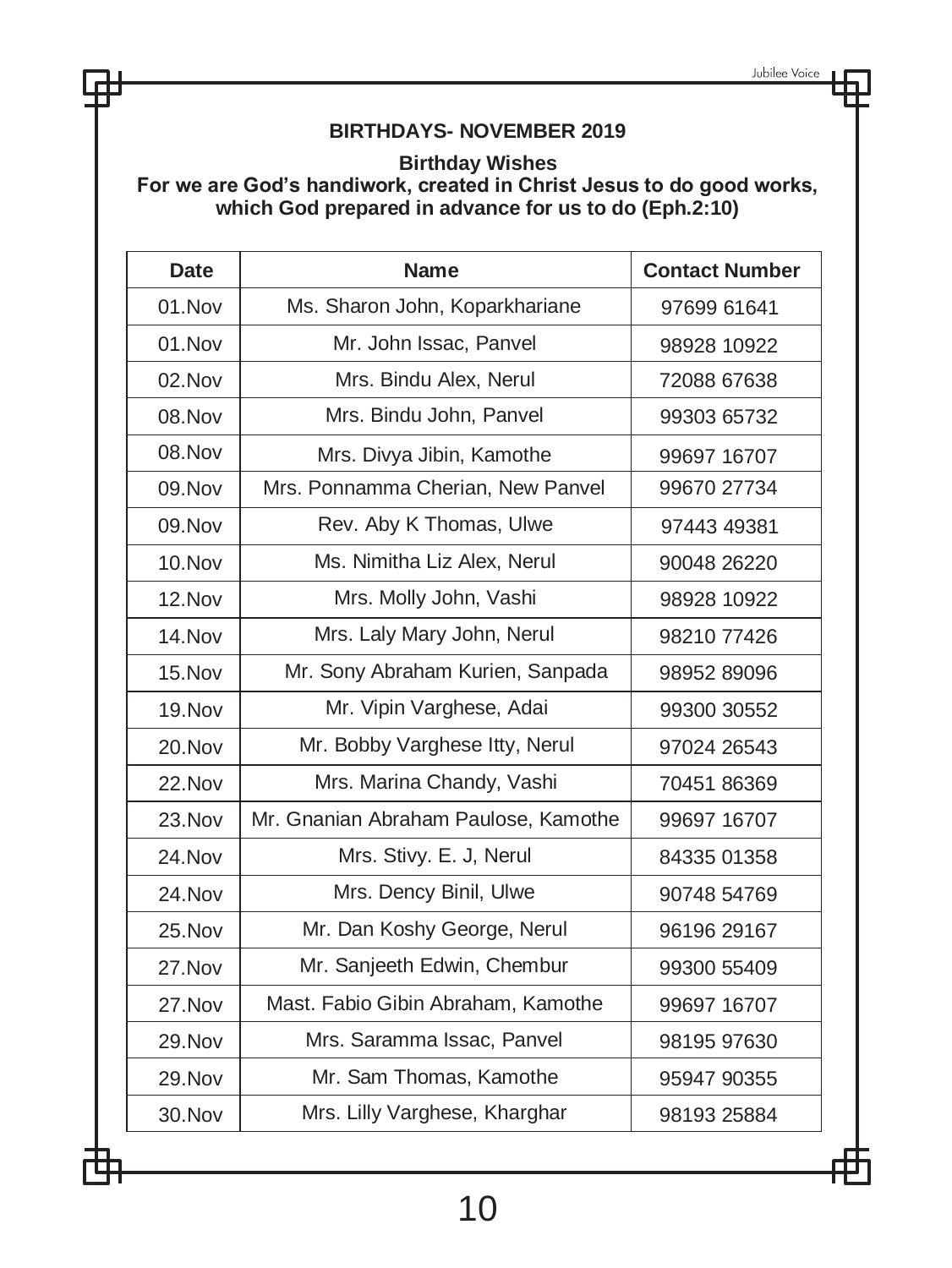## BIRTHDAYS- NOVEMBER 2019

**Birthday Wishes**

**For we are God's handiwork, created in Christ Jesus to do good works, which God prepared in advance for us to do (Eph.2:10)**

| Date | Name | Contact Number |
|---|---|---|
| 01.Nov | Ms. Sharon John, Koparkhariane | 97699 61641 |
| 01.Nov | Mr. John Issac, Panvel | 98928 10922 |
| 02.Nov | Mrs. Bindu Alex, Nerul | 72088 67638 |
| 08.Nov | Mrs. Bindu John, Panvel | 99303 65732 |
| 08.Nov | Mrs. Divya Jibin, Kamothe | 99697 16707 |
| 09.Nov | Mrs. Ponnamma Cherian, New Panvel | 99670 27734 |
| 09.Nov | Rev. Aby K Thomas, Ulwe | 97443 49381 |
| 10.Nov | Ms. Nimitha Liz Alex, Nerul | 90048 26220 |
| 12.Nov | Mrs. Molly John, Vashi | 98928 10922 |
| 14.Nov | Mrs. Laly Mary John, Nerul | 98210 77426 |
| 15.Nov | Mr. Sony Abraham Kurien, Sanpada | 98952 89096 |
| 19.Nov | Mr. Vipin Varghese, Adai | 99300 30552 |
| 20.Nov | Mr. Bobby Varghese Itty, Nerul | 97024 26543 |
| 22.Nov | Mrs. Marina Chandy, Vashi | 70451 86369 |
| 23.Nov | Mr. Gnanian Abraham Paulose, Kamothe | 99697 16707 |
| 24.Nov | Mrs. Stivy. E. J, Nerul | 84335 01358 |
| 24.Nov | Mrs. Dency Binil, Ulwe | 90748 54769 |
| 25.Nov | Mr. Dan Koshy George, Nerul | 96196 29167 |
| 27.Nov | Mr. Sanjeeth Edwin, Chembur | 99300 55409 |
| 27.Nov | Mast. Fabio Gibin Abraham, Kamothe | 99697 16707 |
| 29.Nov | Mrs. Saramma Issac, Panvel | 98195 97630 |
| 29.Nov | Mr. Sam Thomas, Kamothe | 95947 90355 |
| 30.Nov | Mrs. Lilly Varghese, Kharghar | 98193 25884 |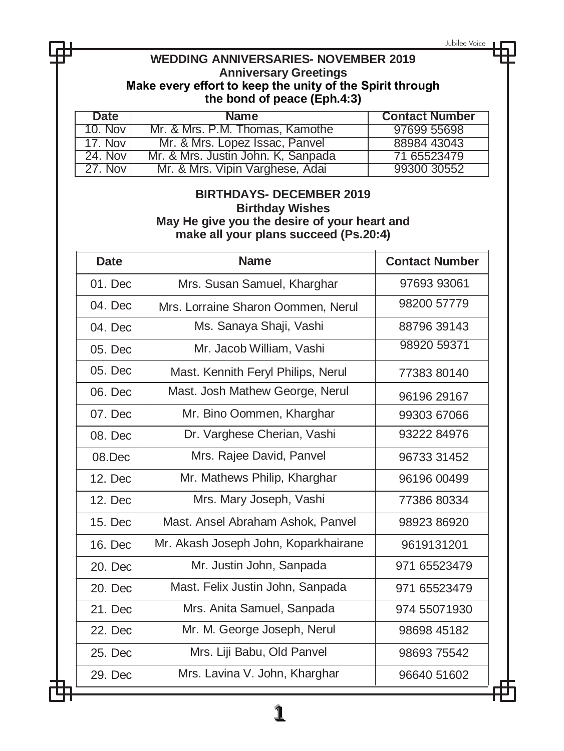## WEDDING ANNIVERSARIES- NOVEMBER 2019

### Anniversary Greetings

**Make every effort to keep the unity of the Spirit through the bond of peace (Eph.4:3)**

| Date | Name | Contact Number |
|---|---|---|
| 10. Nov | Mr. & Mrs. P.M. Thomas, Kamothe | 97699 55698 |
| 17. Nov | Mr. & Mrs. Lopez Issac, Panvel | 88984 43043 |
| 24. Nov | Mr. & Mrs. Justin John. K, Sanpada | 71 65523479 |
| 27. Nov | Mr. & Mrs. Vipin Varghese, Adai | 99300 30552 |

## BIRTHDAYS- DECEMBER 2019

### Birthday Wishes

**May He give you the desire of your heart and make all your plans succeed (Ps.20:4)**

| Date | Name | Contact Number |
|---|---|---|
| 01. Dec | Mrs. Susan Samuel, Kharghar | 97693 93061 |
| 04. Dec | Mrs. Lorraine Sharon Oommen, Nerul | 98200 57779 |
| 04. Dec | Ms. Sanaya Shaji, Vashi | 88796 39143 |
| 05. Dec | Mr. Jacob William, Vashi | 98920 59371 |
| 05. Dec | Mast. Kennith Feryl Philips, Nerul | 77383 80140 |
| 06. Dec | Mast. Josh Mathew George, Nerul | 96196 29167 |
| 07. Dec | Mr. Bino Oommen, Kharghar | 99303 67066 |
| 08. Dec | Dr. Varghese Cherian, Vashi | 93222 84976 |
| 08.Dec | Mrs. Rajee David, Panvel | 96733 31452 |
| 12. Dec | Mr. Mathews Philip, Kharghar | 96196 00499 |
| 12. Dec | Mrs. Mary Joseph, Vashi | 77386 80334 |
| 15. Dec | Mast. Ansel Abraham Ashok, Panvel | 98923 86920 |
| 16. Dec | Mr. Akash Joseph John, Koparkhairane | 9619131201 |
| 20. Dec | Mr. Justin John, Sanpada | 971 65523479 |
| 20. Dec | Mast. Felix Justin John, Sanpada | 971 65523479 |
| 21. Dec | Mrs. Anita Samuel, Sanpada | 974 55071930 |
| 22. Dec | Mr. M. George Joseph, Nerul | 98698 45182 |
| 25. Dec | Mrs. Liji Babu, Old Panvel | 98693 75542 |
| 29. Dec | Mrs. Lavina V. John, Kharghar | 96640 51602 |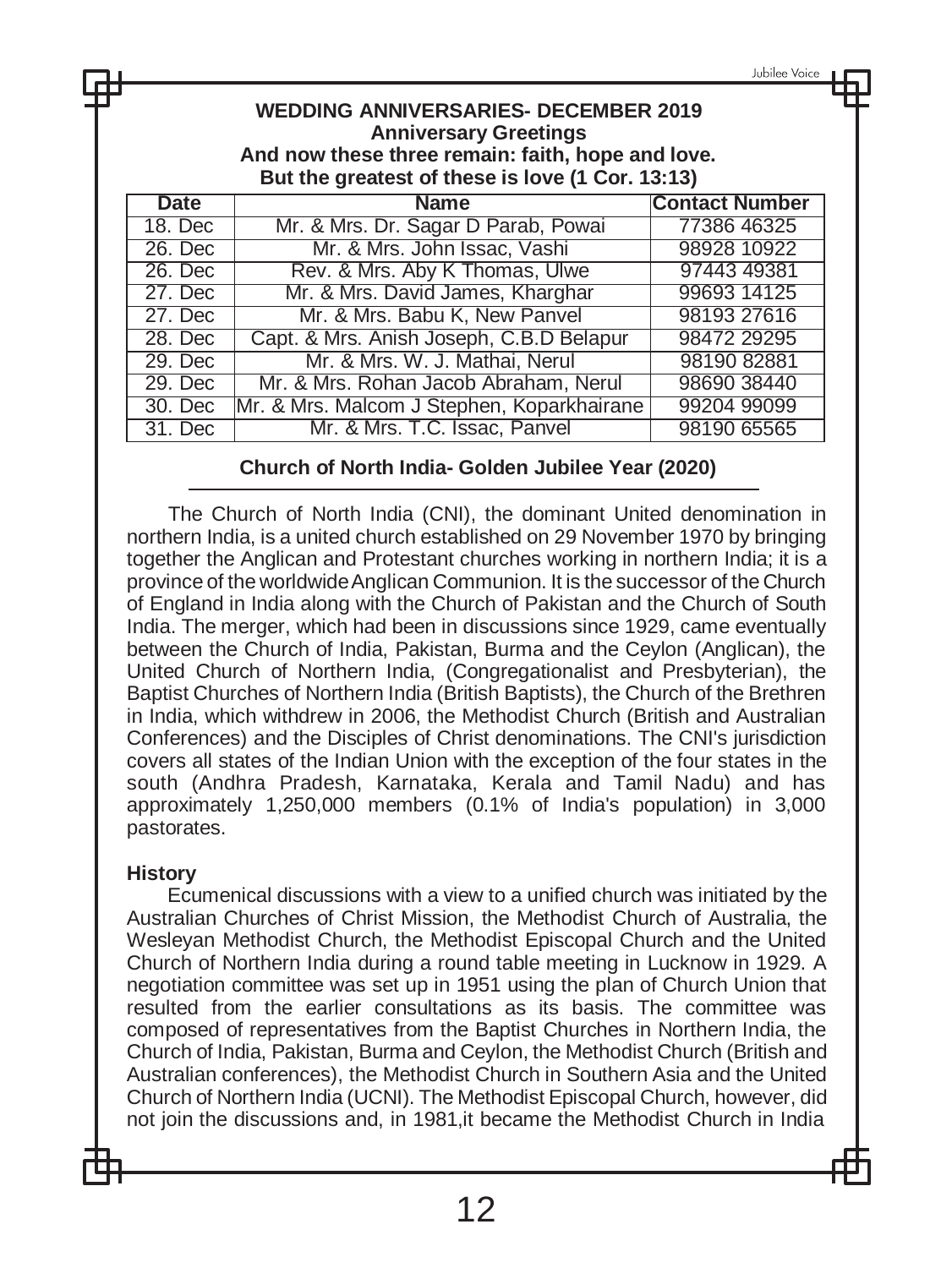**WEDDING ANNIVERSARIES- DECEMBER 2019**
**Anniversary Greetings**
**And now these three remain: faith, hope and love.**
**But the greatest of these is love (1 Cor. 13:13)**

| Date | Name | Contact Number |
|---|---|---|
| 18. Dec | Mr. & Mrs. Dr. Sagar D Parab, Powai | 77386 46325 |
| 26. Dec | Mr. & Mrs. John Issac, Vashi | 98928 10922 |
| 26. Dec | Rev. & Mrs. Aby K Thomas, Ulwe | 97443 49381 |
| 27. Dec | Mr. & Mrs. David James, Kharghar | 99693 14125 |
| 27. Dec | Mr. & Mrs. Babu K, New Panvel | 98193 27616 |
| 28. Dec | Capt. & Mrs. Anish Joseph, C.B.D Belapur | 98472 29295 |
| 29. Dec | Mr. & Mrs. W. J. Mathai, Nerul | 98190 82881 |
| 29. Dec | Mr. & Mrs. Rohan Jacob Abraham, Nerul | 98690 38440 |
| 30. Dec | Mr. & Mrs. Malcom J Stephen, Koparkhairane | 99204 99099 |
| 31. Dec | Mr. & Mrs. T.C. Issac, Panvel | 98190 65565 |

## Church of North India- Golden Jubilee Year (2020)

The Church of North India (CNI), the dominant United denomination in northern India, is a united church established on 29 November 1970 by bringing together the Anglican and Protestant churches working in northern India; it is a province of the worldwide Anglican Communion. It is the successor of the Church of England in India along with the Church of Pakistan and the Church of South India. The merger, which had been in discussions since 1929, came eventually between the Church of India, Pakistan, Burma and the Ceylon (Anglican), the United Church of Northern India, (Congregationalist and Presbyterian), the Baptist Churches of Northern India (British Baptists), the Church of the Brethren in India, which withdrew in 2006, the Methodist Church (British and Australian Conferences) and the Disciples of Christ denominations. The CNI's jurisdiction covers all states of the Indian Union with the exception of the four states in the south (Andhra Pradesh, Karnataka, Kerala and Tamil Nadu) and has approximately 1,250,000 members (0.1% of India's population) in 3,000 pastorates.

### History

Ecumenical discussions with a view to a unified church was initiated by the Australian Churches of Christ Mission, the Methodist Church of Australia, the Wesleyan Methodist Church, the Methodist Episcopal Church and the United Church of Northern India during a round table meeting in Lucknow in 1929. A negotiation committee was set up in 1951 using the plan of Church Union that resulted from the earlier consultations as its basis. The committee was composed of representatives from the Baptist Churches in Northern India, the Church of India, Pakistan, Burma and Ceylon, the Methodist Church (British and Australian conferences), the Methodist Church in Southern Asia and the United Church of Northern India (UCNI). The Methodist Episcopal Church, however, did not join the discussions and, in 1981,it became the Methodist Church in India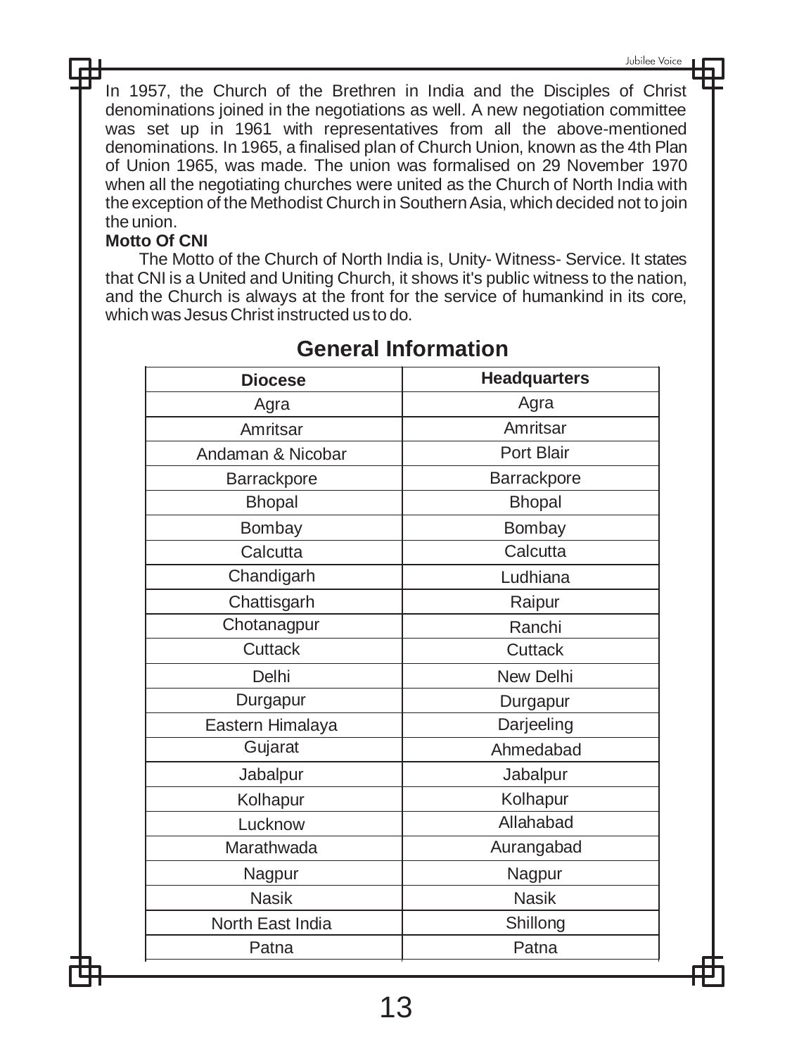In 1957, the Church of the Brethren in India and the Disciples of Christ denominations joined in the negotiations as well. A new negotiation committee was set up in 1961 with representatives from all the above-mentioned denominations. In 1965, a finalised plan of Church Union, known as the 4th Plan of Union 1965, was made. The union was formalised on 29 November 1970 when all the negotiating churches were united as the Church of North India with the exception of the Methodist Church in Southern Asia, which decided not to join the union.

**Motto Of CNI**

The Motto of the Church of North India is, Unity- Witness- Service. It states that CNI is a United and Uniting Church, it shows it's public witness to the nation, and the Church is always at the front for the service of humankind in its core, which was Jesus Christ instructed us to do.

## General Information

| Diocese | Headquarters |
|---|---|
| Agra | Agra |
| Amritsar | Amritsar |
| Andaman & Nicobar | Port Blair |
| Barrackpore | Barrackpore |
| Bhopal | Bhopal |
| Bombay | Bombay |
| Calcutta | Calcutta |
| Chandigarh | Ludhiana |
| Chattisgarh | Raipur |
| Chotanagpur | Ranchi |
| Cuttack | Cuttack |
| Delhi | New Delhi |
| Durgapur | Durgapur |
| Eastern Himalaya | Darjeeling |
| Gujarat | Ahmedabad |
| Jabalpur | Jabalpur |
| Kolhapur | Kolhapur |
| Lucknow | Allahabad |
| Marathwada | Aurangabad |
| Nagpur | Nagpur |
| Nasik | Nasik |
| North East India | Shillong |
| Patna | Patna |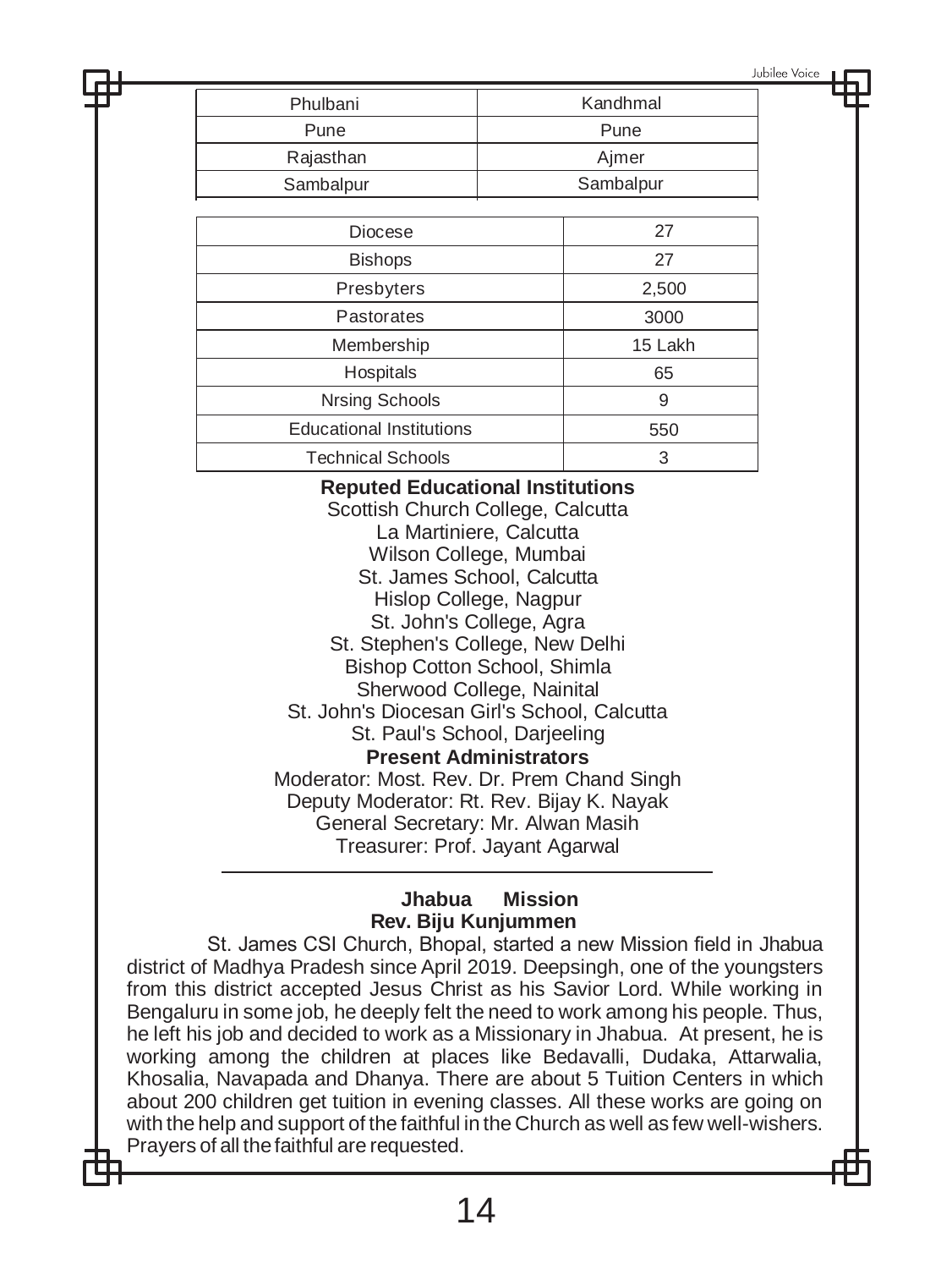| Phulbani | Kandhmal |
| --- | --- |
| Pune | Pune |
| Rajasthan | Ajmer |
| Sambalpur | Sambalpur |

| Diocese | 27 |
| --- | --- |
| Bishops | 27 |
| Presbyters | 2,500 |
| Pastorates | 3000 |
| Membership | 15 Lakh |
| Hospitals | 65 |
| Nrsing Schools | 9 |
| Educational Institutions | 550 |
| Technical Schools | 3 |

**Reputed Educational Institutions**

Scottish Church College, Calcutta
La Martiniere, Calcutta
Wilson College, Mumbai
St. James School, Calcutta
Hislop College, Nagpur
St. John's College, Agra
St. Stephen's College, New Delhi
Bishop Cotton School, Shimla
Sherwood College, Nainital
St. John's Diocesan Girl's School, Calcutta
St. Paul's School, Darjeeling

**Present Administrators**

Moderator: Most. Rev. Dr. Prem Chand Singh
Deputy Moderator: Rt. Rev. Bijay K. Nayak
General Secretary: Mr. Alwan Masih
Treasurer: Prof. Jayant Agarwal

---

## Jhabua Mission

**Rev. Biju Kunjummen**

St. James CSI Church, Bhopal, started a new Mission field in Jhabua district of Madhya Pradesh since April 2019. Deepsingh, one of the youngsters from this district accepted Jesus Christ as his Savior Lord. While working in Bengaluru in some job, he deeply felt the need to work among his people. Thus, he left his job and decided to work as a Missionary in Jhabua. At present, he is working among the children at places like Bedavalli, Dudaka, Attarwalia, Khosalia, Navapada and Dhanya. There are about 5 Tuition Centers in which about 200 children get tuition in evening classes. All these works are going on with the help and support of the faithful in the Church as well as few well-wishers. Prayers of all the faithful are requested.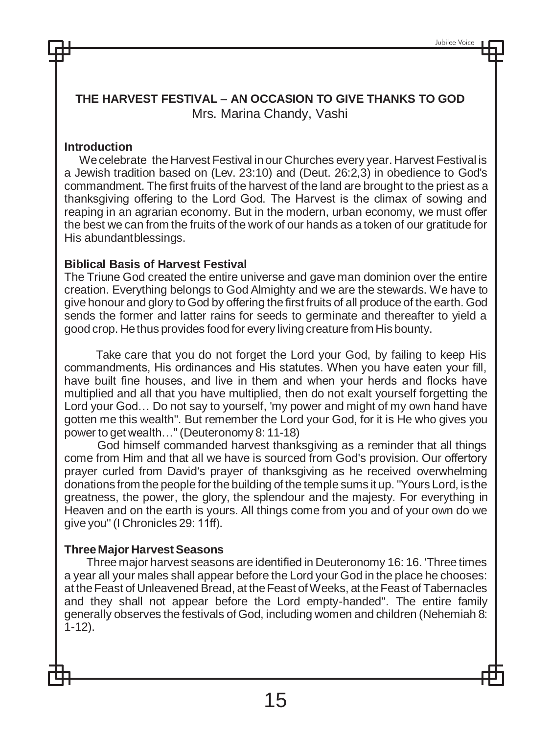## THE HARVEST FESTIVAL – AN OCCASION TO GIVE THANKS TO GOD

Mrs. Marina Chandy, Vashi

### Introduction

We celebrate the Harvest Festival in our Churches every year. Harvest Festival is a Jewish tradition based on (Lev. 23:10) and (Deut. 26:2,3) in obedience to God's commandment. The first fruits of the harvest of the land are brought to the priest as a thanksgiving offering to the Lord God. The Harvest is the climax of sowing and reaping in an agrarian economy. But in the modern, urban economy, we must offer the best we can from the fruits of the work of our hands as a token of our gratitude for His abundantblessings.

### Biblical Basis of Harvest Festival

The Triune God created the entire universe and gave man dominion over the entire creation. Everything belongs to God Almighty and we are the stewards. We have to give honour and glory to God by offering the first fruits of all produce of the earth. God sends the former and latter rains for seeds to germinate and thereafter to yield a good crop. He thus provides food for every living creature from His bounty.

Take care that you do not forget the Lord your God, by failing to keep His commandments, His ordinances and His statutes. When you have eaten your fill, have built fine houses, and live in them and when your herds and flocks have multiplied and all that you have multiplied, then do not exalt yourself forgetting the Lord your God… Do not say to yourself, 'my power and might of my own hand have gotten me this wealth". But remember the Lord your God, for it is He who gives you power to get wealth…" (Deuteronomy 8: 11-18)

God himself commanded harvest thanksgiving as a reminder that all things come from Him and that all we have is sourced from God's provision. Our offertory prayer curled from David's prayer of thanksgiving as he received overwhelming donations from the people for the building of the temple sums it up. "Yours Lord, is the greatness, the power, the glory, the splendour and the majesty. For everything in Heaven and on the earth is yours. All things come from you and of your own do we give you" (I Chronicles 29: 11ff).

### Three Major Harvest Seasons

Three major harvest seasons are identified in Deuteronomy 16: 16. 'Three times a year all your males shall appear before the Lord your God in the place he chooses: at the Feast of Unleavened Bread, at the Feast of Weeks, at the Feast of Tabernacles and they shall not appear before the Lord empty-handed". The entire family generally observes the festivals of God, including women and children (Nehemiah 8: 1-12).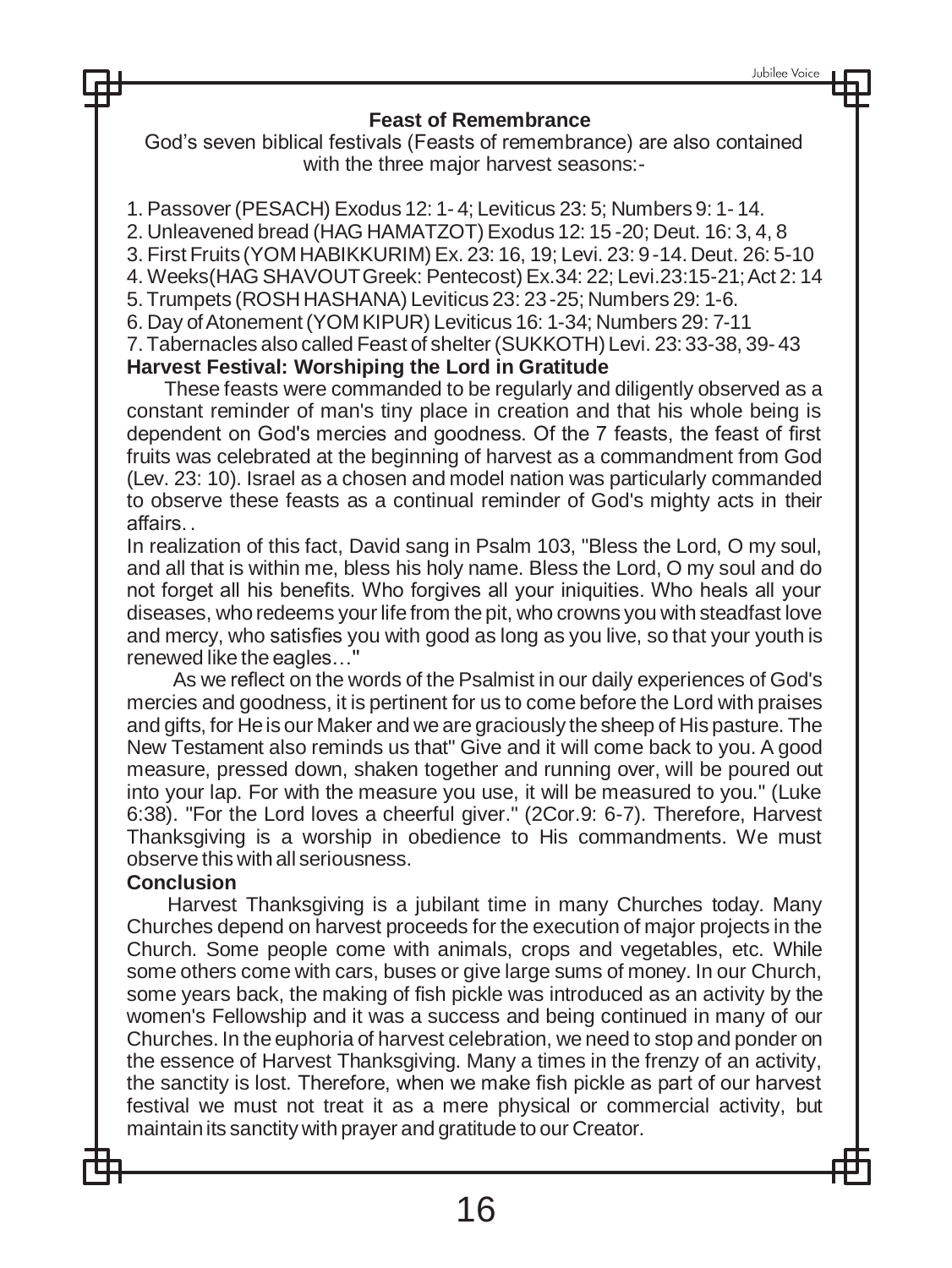### Feast of Remembrance

God's seven biblical festivals (Feasts of remembrance) are also contained with the three major harvest seasons:-

1. Passover (PESACH) Exodus 12: 1- 4; Leviticus 23: 5; Numbers 9: 1- 14.
2. Unleavened bread (HAG HAMATZOT) Exodus 12: 15 -20; Deut. 16: 3, 4, 8
3. First Fruits (YOM HABIKKURIM) Ex. 23: 16, 19; Levi. 23: 9 -14. Deut. 26: 5-10
4. Weeks(HAG SHAVOUT Greek: Pentecost) Ex.34: 22; Levi.23:15-21; Act 2: 14
5. Trumpets (ROSH HASHANA) Leviticus 23: 23 -25; Numbers 29: 1-6.
6. Day of Atonement (YOM KIPUR) Leviticus 16: 1-34; Numbers 29: 7-11
7. Tabernacles also called Feast of shelter (SUKKOTH) Levi. 23: 33-38, 39- 43

### Harvest Festival: Worshiping the Lord in Gratitude

These feasts were commanded to be regularly and diligently observed as a constant reminder of man's tiny place in creation and that his whole being is dependent on God's mercies and goodness. Of the 7 feasts, the feast of first fruits was celebrated at the beginning of harvest as a commandment from God (Lev. 23: 10). Israel as a chosen and model nation was particularly commanded to observe these feasts as a continual reminder of God's mighty acts in their affairs. .

In realization of this fact, David sang in Psalm 103, "Bless the Lord, O my soul, and all that is within me, bless his holy name. Bless the Lord, O my soul and do not forget all his benefits. Who forgives all your iniquities. Who heals all your diseases, who redeems your life from the pit, who crowns you with steadfast love and mercy, who satisfies you with good as long as you live, so that your youth is renewed like the eagles…"

As we reflect on the words of the Psalmist in our daily experiences of God's mercies and goodness, it is pertinent for us to come before the Lord with praises and gifts, for He is our Maker and we are graciously the sheep of His pasture. The New Testament also reminds us that" Give and it will come back to you. A good measure, pressed down, shaken together and running over, will be poured out into your lap. For with the measure you use, it will be measured to you." (Luke 6:38). "For the Lord loves a cheerful giver." (2Cor.9: 6-7). Therefore, Harvest Thanksgiving is a worship in obedience to His commandments. We must observe this with all seriousness.

### Conclusion

Harvest Thanksgiving is a jubilant time in many Churches today. Many Churches depend on harvest proceeds for the execution of major projects in the Church. Some people come with animals, crops and vegetables, etc. While some others come with cars, buses or give large sums of money. In our Church, some years back, the making of fish pickle was introduced as an activity by the women's Fellowship and it was a success and being continued in many of our Churches. In the euphoria of harvest celebration, we need to stop and ponder on the essence of Harvest Thanksgiving. Many a times in the frenzy of an activity, the sanctity is lost. Therefore, when we make fish pickle as part of our harvest festival we must not treat it as a mere physical or commercial activity, but maintain its sanctity with prayer and gratitude to our Creator.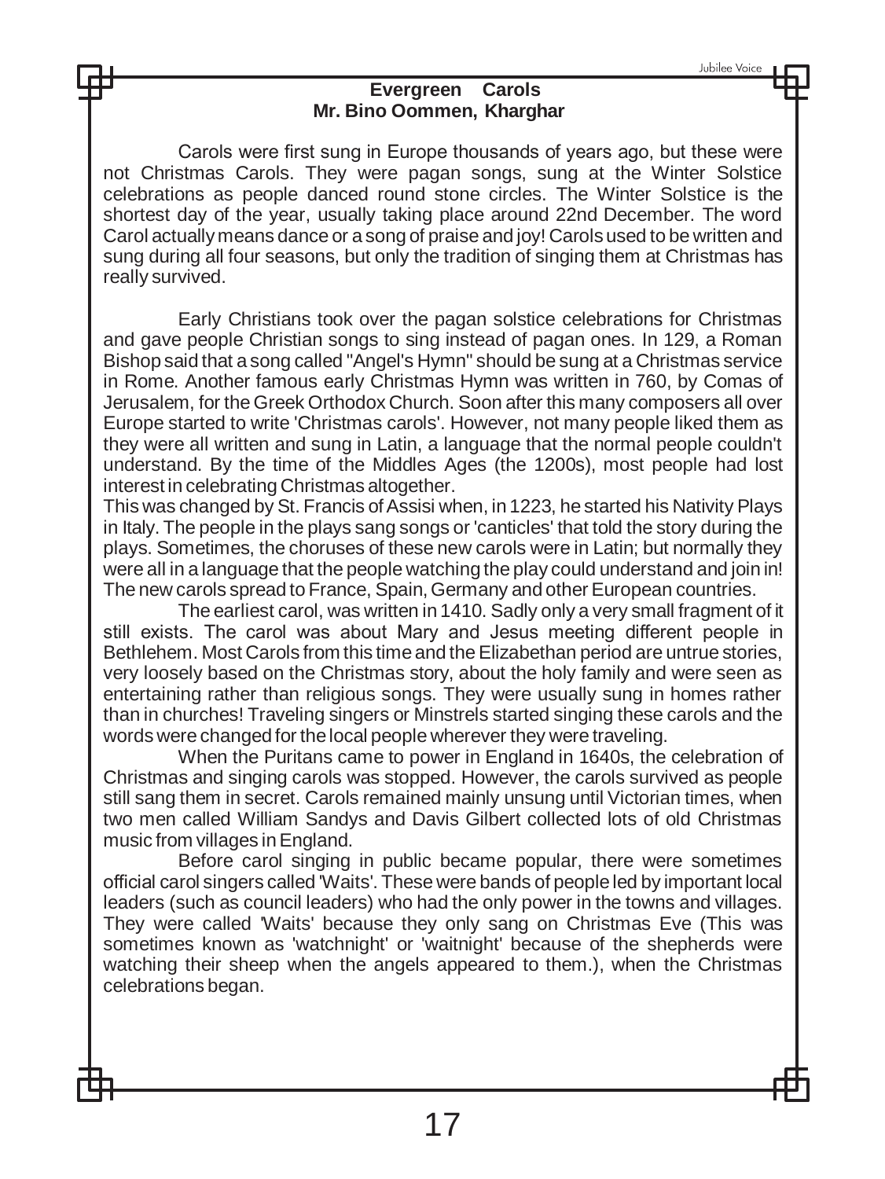## Evergreen Carols

**Mr. Bino Oommen, Kharghar**

Carols were first sung in Europe thousands of years ago, but these were not Christmas Carols. They were pagan songs, sung at the Winter Solstice celebrations as people danced round stone circles. The Winter Solstice is the shortest day of the year, usually taking place around 22nd December. The word Carol actually means dance or a song of praise and joy! Carols used to be written and sung during all four seasons, but only the tradition of singing them at Christmas has really survived.

Early Christians took over the pagan solstice celebrations for Christmas and gave people Christian songs to sing instead of pagan ones. In 129, a Roman Bishop said that a song called "Angel's Hymn" should be sung at a Christmas service in Rome. Another famous early Christmas Hymn was written in 760, by Comas of Jerusalem, for the Greek Orthodox Church. Soon after this many composers all over Europe started to write 'Christmas carols'. However, not many people liked them as they were all written and sung in Latin, a language that the normal people couldn't understand. By the time of the Middles Ages (the 1200s), most people had lost interest in celebrating Christmas altogether.

This was changed by St. Francis of Assisi when, in 1223, he started his Nativity Plays in Italy. The people in the plays sang songs or 'canticles' that told the story during the plays. Sometimes, the choruses of these new carols were in Latin; but normally they were all in a language that the people watching the play could understand and join in! The new carols spread to France, Spain, Germany and other European countries.

The earliest carol, was written in 1410. Sadly only a very small fragment of it still exists. The carol was about Mary and Jesus meeting different people in Bethlehem. Most Carols from this time and the Elizabethan period are untrue stories, very loosely based on the Christmas story, about the holy family and were seen as entertaining rather than religious songs. They were usually sung in homes rather than in churches! Traveling singers or Minstrels started singing these carols and the words were changed for the local people wherever they were traveling.

When the Puritans came to power in England in 1640s, the celebration of Christmas and singing carols was stopped. However, the carols survived as people still sang them in secret. Carols remained mainly unsung until Victorian times, when two men called William Sandys and Davis Gilbert collected lots of old Christmas music from villages in England.

Before carol singing in public became popular, there were sometimes official carol singers called 'Waits'. These were bands of people led by important local leaders (such as council leaders) who had the only power in the towns and villages. They were called 'Waits' because they only sang on Christmas Eve (This was sometimes known as 'watchnight' or 'waitnight' because of the shepherds were watching their sheep when the angels appeared to them.), when the Christmas celebrations began.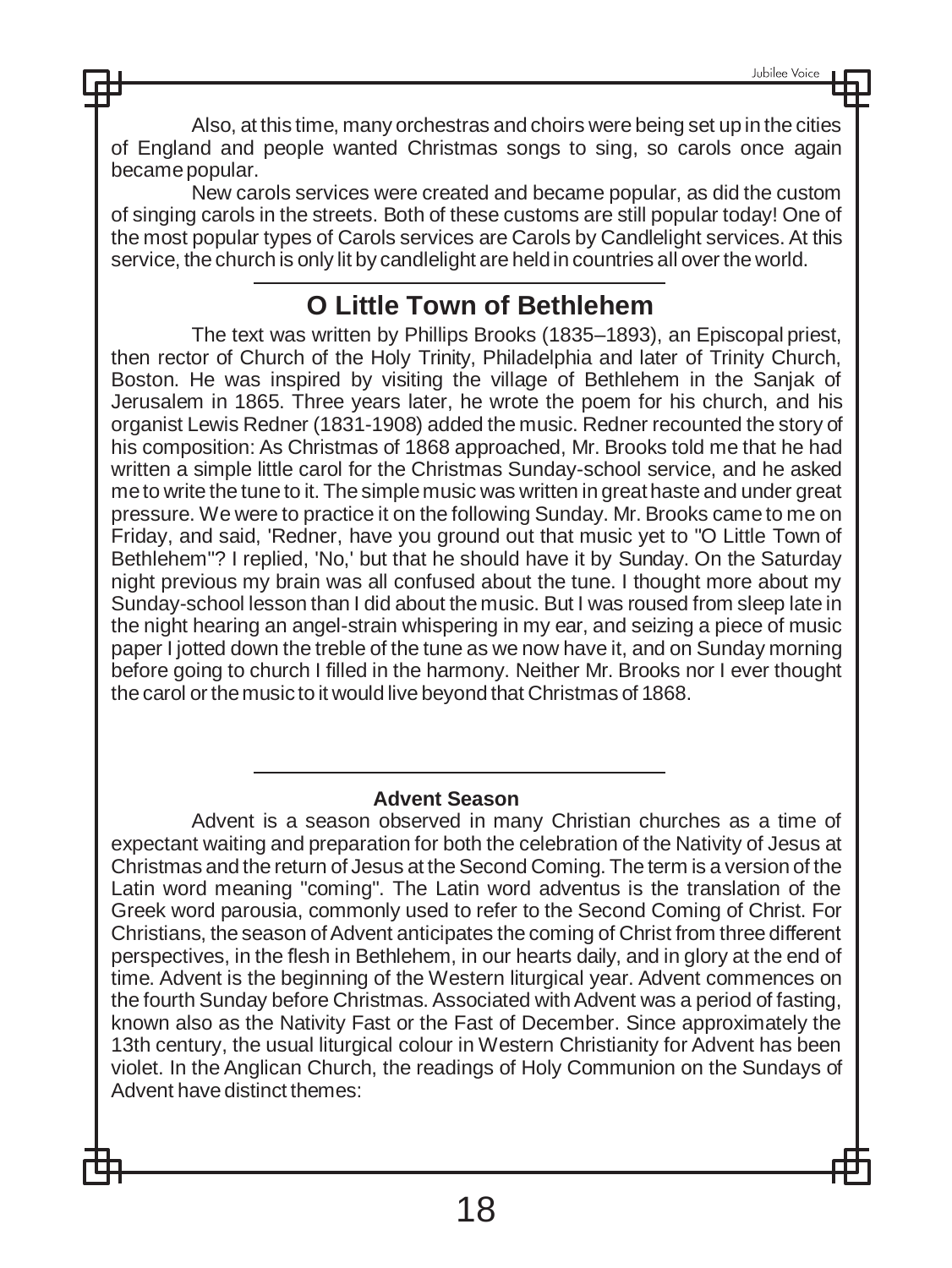Also, at this time, many orchestras and choirs were being set up in the cities of England and people wanted Christmas songs to sing, so carols once again became popular.

New carols services were created and became popular, as did the custom of singing carols in the streets. Both of these customs are still popular today! One of the most popular types of Carols services are Carols by Candlelight services. At this service, the church is only lit by candlelight are held in countries all over the world.

---

## O Little Town of Bethlehem

The text was written by Phillips Brooks (1835–1893), an Episcopal priest, then rector of Church of the Holy Trinity, Philadelphia and later of Trinity Church, Boston. He was inspired by visiting the village of Bethlehem in the Sanjak of Jerusalem in 1865. Three years later, he wrote the poem for his church, and his organist Lewis Redner (1831-1908) added the music. Redner recounted the story of his composition: As Christmas of 1868 approached, Mr. Brooks told me that he had written a simple little carol for the Christmas Sunday-school service, and he asked me to write the tune to it. The simple music was written in great haste and under great pressure. We were to practice it on the following Sunday. Mr. Brooks came to me on Friday, and said, 'Redner, have you ground out that music yet to "O Little Town of Bethlehem"? I replied, 'No,' but that he should have it by Sunday. On the Saturday night previous my brain was all confused about the tune. I thought more about my Sunday-school lesson than I did about the music. But I was roused from sleep late in the night hearing an angel-strain whispering in my ear, and seizing a piece of music paper I jotted down the treble of the tune as we now have it, and on Sunday morning before going to church I filled in the harmony. Neither Mr. Brooks nor I ever thought the carol or the music to it would live beyond that Christmas of 1868.

---

**Advent Season**

Advent is a season observed in many Christian churches as a time of expectant waiting and preparation for both the celebration of the Nativity of Jesus at Christmas and the return of Jesus at the Second Coming. The term is a version of the Latin word meaning "coming". The Latin word adventus is the translation of the Greek word parousia, commonly used to refer to the Second Coming of Christ. For Christians, the season of Advent anticipates the coming of Christ from three different perspectives, in the flesh in Bethlehem, in our hearts daily, and in glory at the end of time. Advent is the beginning of the Western liturgical year. Advent commences on the fourth Sunday before Christmas. Associated with Advent was a period of fasting, known also as the Nativity Fast or the Fast of December. Since approximately the 13th century, the usual liturgical colour in Western Christianity for Advent has been violet. In the Anglican Church, the readings of Holy Communion on the Sundays of Advent have distinct themes: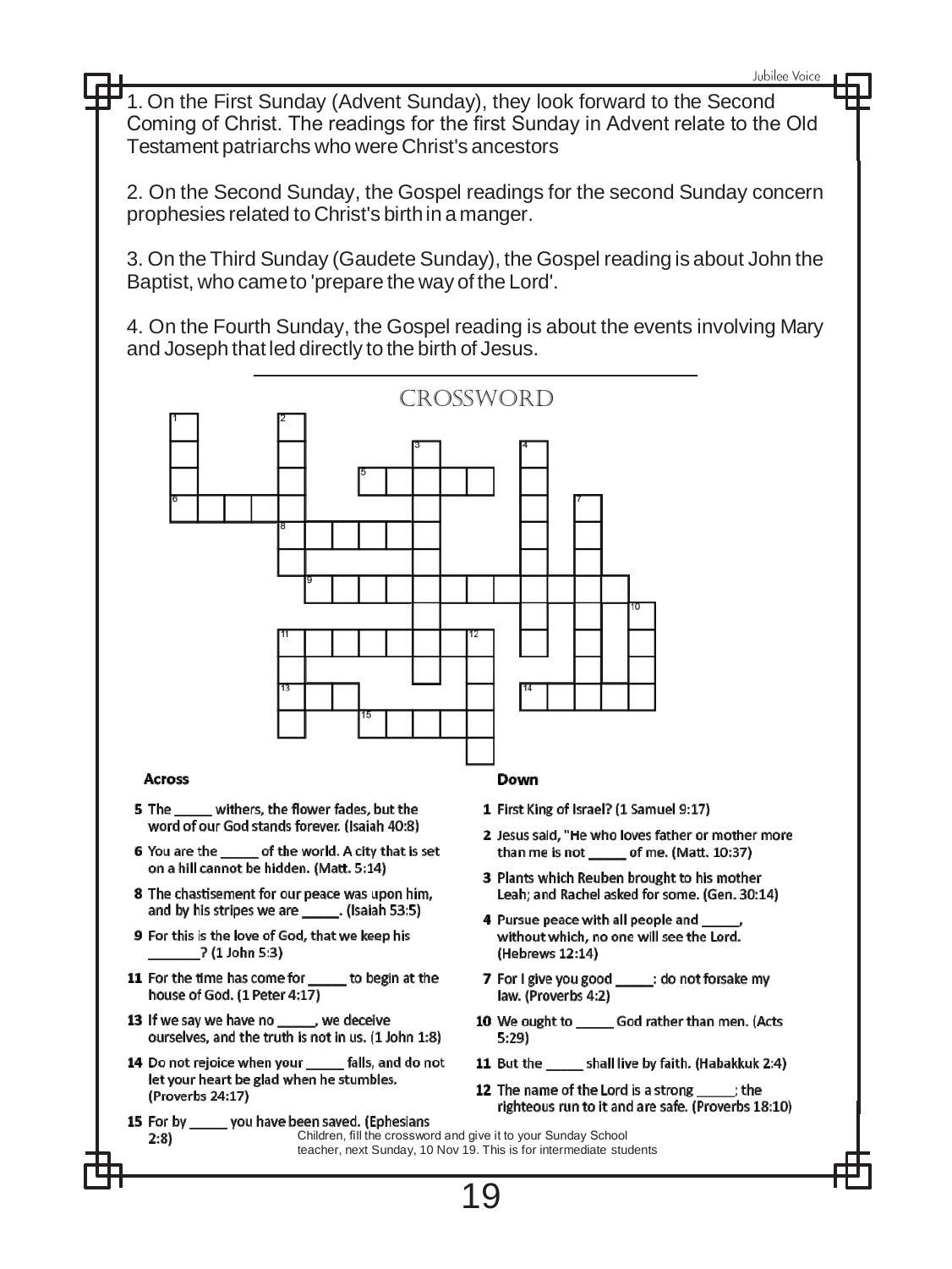1. On the First Sunday (Advent Sunday), they look forward to the Second Coming of Christ. The readings for the first Sunday in Advent relate to the Old Testament patriarchs who were Christ's ancestors

2. On the Second Sunday, the Gospel readings for the second Sunday concern prophesies related to Christ's birth in a manger.

3. On the Third Sunday (Gaudete Sunday), the Gospel reading is about John the Baptist, who came to 'prepare the way of the Lord'.

4. On the Fourth Sunday, the Gospel reading is about the events involving Mary and Joseph that led directly to the birth of Jesus.

## CROSSWORD

### Across

**5** The _____ withers, the flower fades, but the word of our God stands forever. (Isaiah 40:8)

**6** You are the _____ of the world. A city that is set on a hill cannot be hidden. (Matt. 5:14)

**8** The chastisement for our peace was upon him, and by his stripes we are _____. (Isaiah 53:5)

**9** For this is the love of God, that we keep his _______? (1 John 5:3)

**11** For the time has come for _____ to begin at the house of God. (1 Peter 4:17)

**13** If we say we have no _____, we deceive ourselves, and the truth is not in us. (1 John 1:8)

**14** Do not rejoice when your _____ falls, and do not let your heart be glad when he stumbles. (Proverbs 24:17)

**15** For by _____ you have been saved. (Ephesians 2:8)

### Down

**1** First King of Israel? (1 Samuel 9:17)

**2** Jesus said, "He who loves father or mother more than me is not _____ of me. (Matt. 10:37)

**3** Plants which Reuben brought to his mother Leah; and Rachel asked for some. (Gen. 30:14)

**4** Pursue peace with all people and _____, without which, no one will see the Lord. (Hebrews 12:14)

**7** For I give you good _____: do not forsake my law. (Proverbs 4:2)

**10** We ought to _____ God rather than men. (Acts 5:29)

**11** But the _____ shall live by faith. (Habakkuk 2:4)

**12** The name of the Lord is a strong _____; the righteous run to it and are safe. (Proverbs 18:10)

Children, fill the crossword and give it to your Sunday School teacher, next Sunday, 10 Nov 19. This is for intermediate students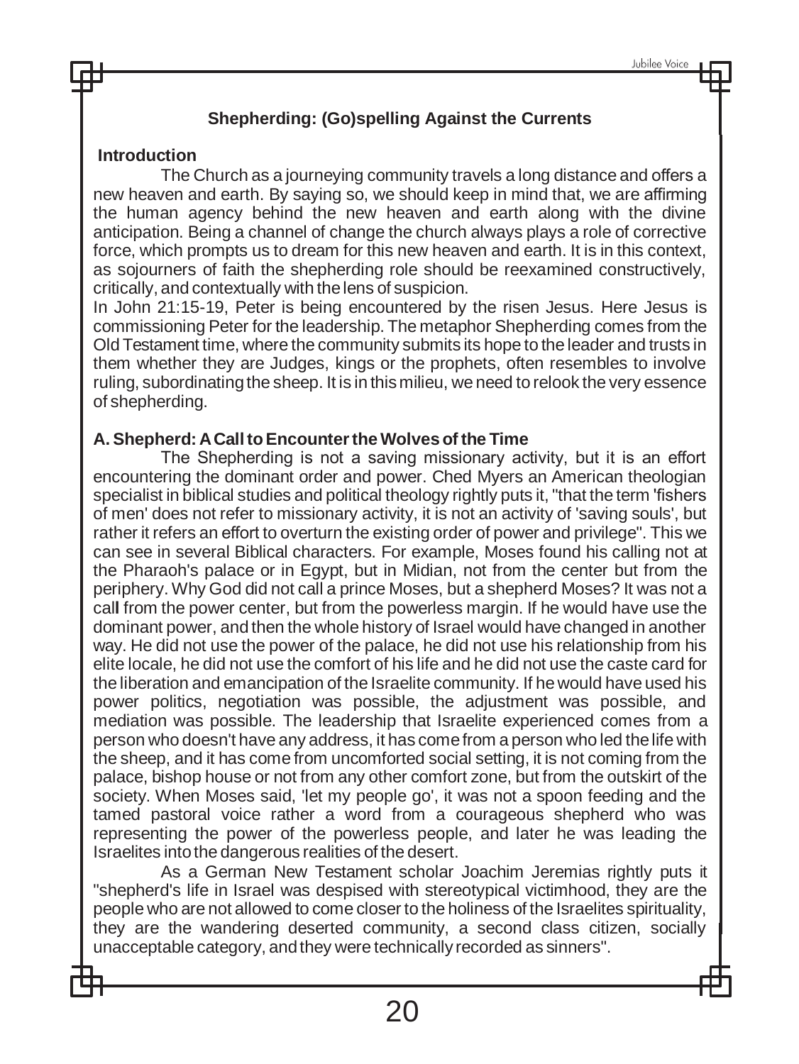## Shepherding: (Go)spelling Against the Currents

### Introduction

The Church as a journeying community travels a long distance and offers a new heaven and earth. By saying so, we should keep in mind that, we are affirming the human agency behind the new heaven and earth along with the divine anticipation. Being a channel of change the church always plays a role of corrective force, which prompts us to dream for this new heaven and earth. It is in this context, as sojourners of faith the shepherding role should be reexamined constructively, critically, and contextually with the lens of suspicion.

In John 21:15-19, Peter is being encountered by the risen Jesus. Here Jesus is commissioning Peter for the leadership. The metaphor Shepherding comes from the Old Testament time, where the community submits its hope to the leader and trusts in them whether they are Judges, kings or the prophets, often resembles to involve ruling, subordinating the sheep. It is in this milieu, we need to relook the very essence of shepherding.

### A. Shepherd: A Call to Encounter the Wolves of the Time

The Shepherding is not a saving missionary activity, but it is an effort encountering the dominant order and power. Ched Myers an American theologian specialist in biblical studies and political theology rightly puts it, "that the term 'fishers of men' does not refer to missionary activity, it is not an activity of 'saving souls', but rather it refers an effort to overturn the existing order of power and privilege". This we can see in several Biblical characters. For example, Moses found his calling not at the Pharaoh's palace or in Egypt, but in Midian, not from the center but from the periphery. Why God did not call a prince Moses, but a shepherd Moses? It was not a call from the power center, but from the powerless margin. If he would have use the dominant power, and then the whole history of Israel would have changed in another way. He did not use the power of the palace, he did not use his relationship from his elite locale, he did not use the comfort of his life and he did not use the caste card for the liberation and emancipation of the Israelite community. If he would have used his power politics, negotiation was possible, the adjustment was possible, and mediation was possible. The leadership that Israelite experienced comes from a person who doesn't have any address, it has come from a person who led the life with the sheep, and it has come from uncomforted social setting, it is not coming from the palace, bishop house or not from any other comfort zone, but from the outskirt of the society. When Moses said, 'let my people go', it was not a spoon feeding and the tamed pastoral voice rather a word from a courageous shepherd who was representing the power of the powerless people, and later he was leading the Israelites into the dangerous realities of the desert.

As a German New Testament scholar Joachim Jeremias rightly puts it "shepherd's life in Israel was despised with stereotypical victimhood, they are the people who are not allowed to come closer to the holiness of the Israelites spirituality, they are the wandering deserted community, a second class citizen, socially unacceptable category, and they were technically recorded as sinners".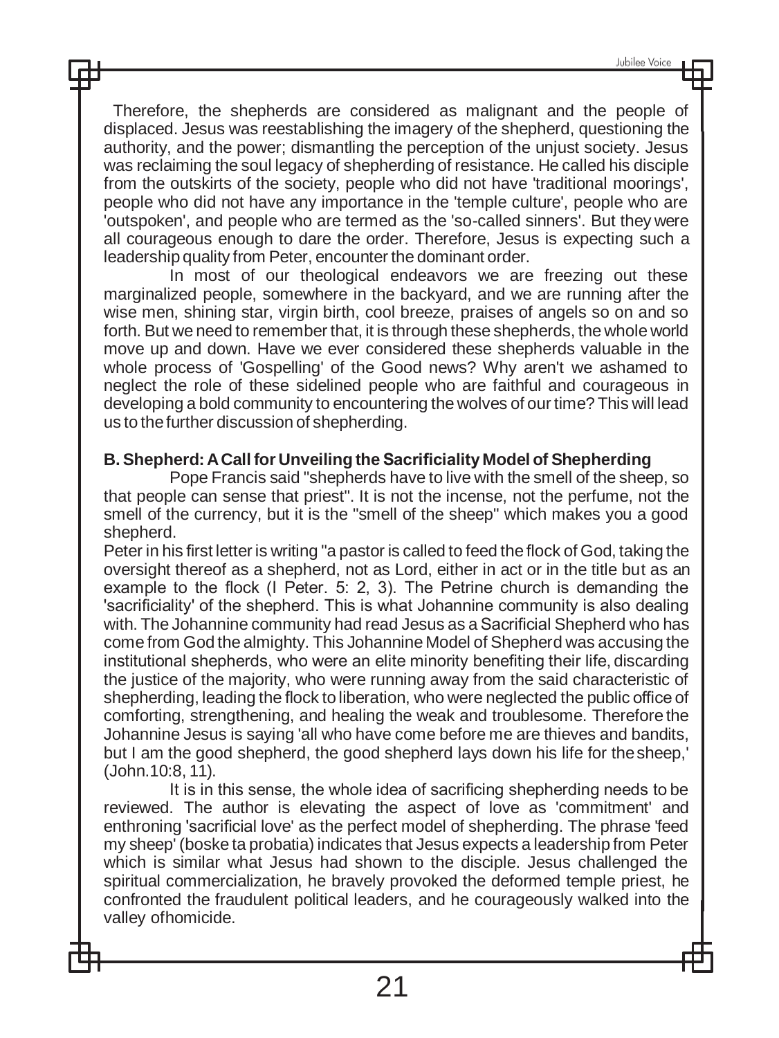Therefore, the shepherds are considered as malignant and the people of displaced. Jesus was reestablishing the imagery of the shepherd, questioning the authority, and the power; dismantling the perception of the unjust society. Jesus was reclaiming the soul legacy of shepherding of resistance. He called his disciple from the outskirts of the society, people who did not have 'traditional moorings', people who did not have any importance in the 'temple culture', people who are 'outspoken', and people who are termed as the 'so-called sinners'. But they were all courageous enough to dare the order. Therefore, Jesus is expecting such a leadership quality from Peter, encounter the dominant order.

In most of our theological endeavors we are freezing out these marginalized people, somewhere in the backyard, and we are running after the wise men, shining star, virgin birth, cool breeze, praises of angels so on and so forth. But we need to remember that, it is through these shepherds, the whole world move up and down. Have we ever considered these shepherds valuable in the whole process of 'Gospelling' of the Good news? Why aren't we ashamed to neglect the role of these sidelined people who are faithful and courageous in developing a bold community to encountering the wolves of our time? This will lead us to the further discussion of shepherding.

**B. Shepherd: A Call for Unveiling the Sacrificiality Model of Shepherding**

Pope Francis said "shepherds have to live with the smell of the sheep, so that people can sense that priest". It is not the incense, not the perfume, not the smell of the currency, but it is the "smell of the sheep" which makes you a good shepherd.

Peter in his first letter is writing "a pastor is called to feed the flock of God, taking the oversight thereof as a shepherd, not as Lord, either in act or in the title but as an example to the flock (I Peter. 5: 2, 3). The Petrine church is demanding the 'sacrificiality' of the shepherd. This is what Johannine community is also dealing with. The Johannine community had read Jesus as a Sacrificial Shepherd who has come from God the almighty. This Johannine Model of Shepherd was accusing the institutional shepherds, who were an elite minority benefiting their life, discarding the justice of the majority, who were running away from the said characteristic of shepherding, leading the flock to liberation, who were neglected the public office of comforting, strengthening, and healing the weak and troublesome. Therefore the Johannine Jesus is saying 'all who have come before me are thieves and bandits, but I am the good shepherd, the good shepherd lays down his life for the sheep,' (John.10:8, 11).

It is in this sense, the whole idea of sacrificing shepherding needs to be reviewed. The author is elevating the aspect of love as 'commitment' and enthroning 'sacrificial love' as the perfect model of shepherding. The phrase 'feed my sheep' (boske ta probatia) indicates that Jesus expects a leadership from Peter which is similar what Jesus had shown to the disciple. Jesus challenged the spiritual commercialization, he bravely provoked the deformed temple priest, he confronted the fraudulent political leaders, and he courageously walked into the valley ofhomicide.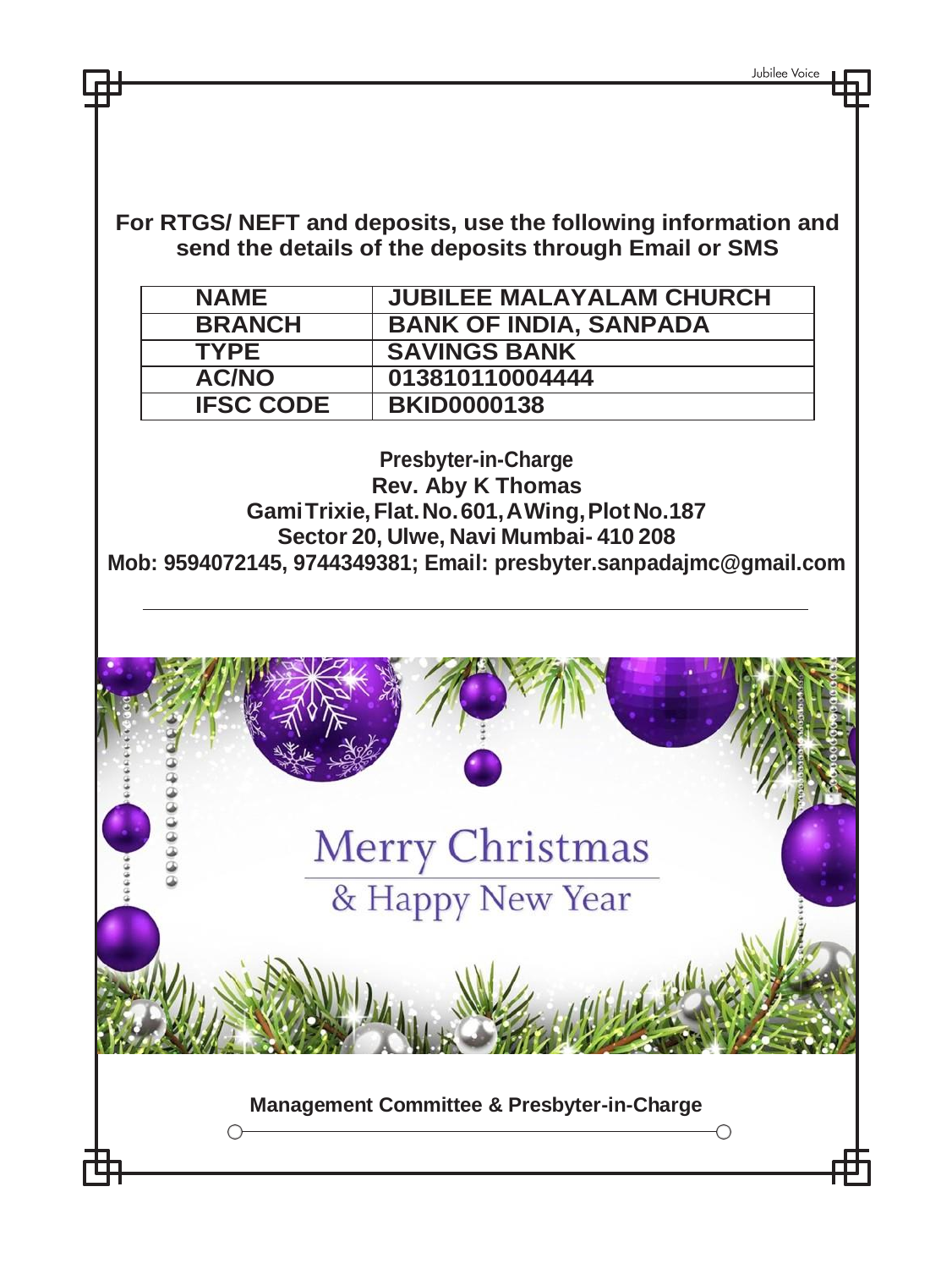**For RTGS/ NEFT and deposits, use the following information and send the details of the deposits through Email or SMS**

| | |
|---|---|
| **NAME** | **JUBILEE MALAYALAM CHURCH** |
| **BRANCH** | **BANK OF INDIA, SANPADA** |
| **TYPE** | **SAVINGS BANK** |
| **AC/NO** | **013810110004444** |
| **IFSC CODE** | **BKID0000138** |

**Presbyter-in-Charge**
**Rev. Aby K Thomas**
**Gami Trixie, Flat. No. 601, A Wing, Plot No.187**
**Sector 20, Ulwe, Navi Mumbai- 410 208**
**Mob: 9594072145, 9744349381; Email: presbyter.sanpadajmc@gmail.com**

---

Merry Christmas
& Happy New Year

**Management Committee & Presbyter-in-Charge**